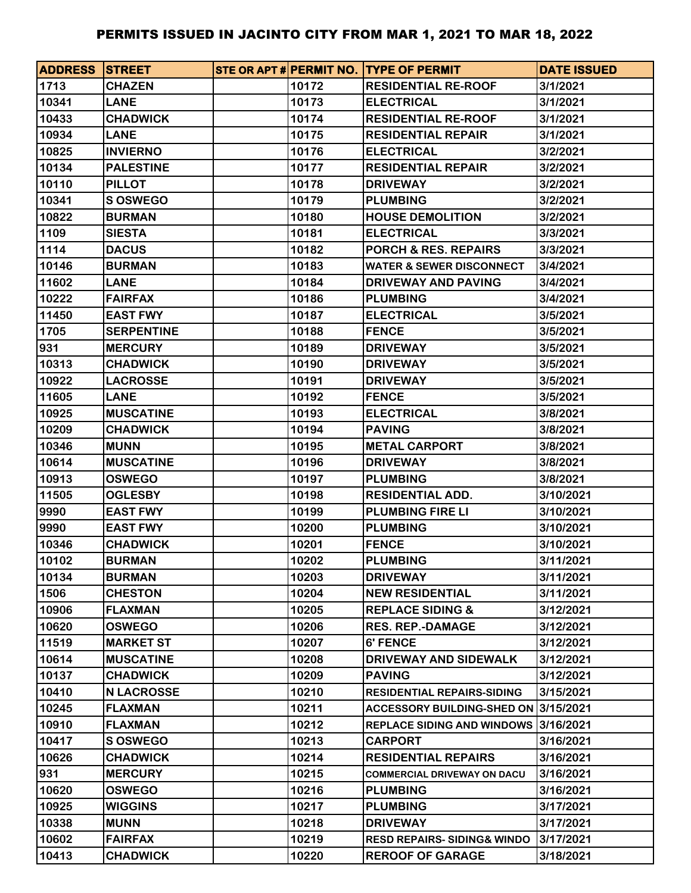# PERMITS ISSUED IN JACINTO CITY FROM MAR 1, 2021 TO MAR 18, 2022

| ADDRESS | STREET | STE OR APT # | PERMIT NO. | TYPE OF PERMIT | DATE ISSUED |
|---|---|---|---|---|---|
| 1713 | CHAZEN | | 10172 | RESIDENTIAL RE-ROOF | 3/1/2021 |
| 10341 | LANE | | 10173 | ELECTRICAL | 3/1/2021 |
| 10433 | CHADWICK | | 10174 | RESIDENTIAL RE-ROOF | 3/1/2021 |
| 10934 | LANE | | 10175 | RESIDENTIAL REPAIR | 3/1/2021 |
| 10825 | INVIERNO | | 10176 | ELECTRICAL | 3/2/2021 |
| 10134 | PALESTINE | | 10177 | RESIDENTIAL REPAIR | 3/2/2021 |
| 10110 | PILLOT | | 10178 | DRIVEWAY | 3/2/2021 |
| 10341 | S OSWEGO | | 10179 | PLUMBING | 3/2/2021 |
| 10822 | BURMAN | | 10180 | HOUSE DEMOLITION | 3/2/2021 |
| 1109 | SIESTA | | 10181 | ELECTRICAL | 3/3/2021 |
| 1114 | DACUS | | 10182 | PORCH & RES. REPAIRS | 3/3/2021 |
| 10146 | BURMAN | | 10183 | WATER & SEWER DISCONNECT | 3/4/2021 |
| 11602 | LANE | | 10184 | DRIVEWAY AND PAVING | 3/4/2021 |
| 10222 | FAIRFAX | | 10186 | PLUMBING | 3/4/2021 |
| 11450 | EAST FWY | | 10187 | ELECTRICAL | 3/5/2021 |
| 1705 | SERPENTINE | | 10188 | FENCE | 3/5/2021 |
| 931 | MERCURY | | 10189 | DRIVEWAY | 3/5/2021 |
| 10313 | CHADWICK | | 10190 | DRIVEWAY | 3/5/2021 |
| 10922 | LACROSSE | | 10191 | DRIVEWAY | 3/5/2021 |
| 11605 | LANE | | 10192 | FENCE | 3/5/2021 |
| 10925 | MUSCATINE | | 10193 | ELECTRICAL | 3/8/2021 |
| 10209 | CHADWICK | | 10194 | PAVING | 3/8/2021 |
| 10346 | MUNN | | 10195 | METAL CARPORT | 3/8/2021 |
| 10614 | MUSCATINE | | 10196 | DRIVEWAY | 3/8/2021 |
| 10913 | OSWEGO | | 10197 | PLUMBING | 3/8/2021 |
| 11505 | OGLESBY | | 10198 | RESIDENTIAL ADD. | 3/10/2021 |
| 9990 | EAST FWY | | 10199 | PLUMBING FIRE LI | 3/10/2021 |
| 9990 | EAST FWY | | 10200 | PLUMBING | 3/10/2021 |
| 10346 | CHADWICK | | 10201 | FENCE | 3/10/2021 |
| 10102 | BURMAN | | 10202 | PLUMBING | 3/11/2021 |
| 10134 | BURMAN | | 10203 | DRIVEWAY | 3/11/2021 |
| 1506 | CHESTON | | 10204 | NEW RESIDENTIAL | 3/11/2021 |
| 10906 | FLAXMAN | | 10205 | REPLACE SIDING & | 3/12/2021 |
| 10620 | OSWEGO | | 10206 | RES. REP.-DAMAGE | 3/12/2021 |
| 11519 | MARKET ST | | 10207 | 6' FENCE | 3/12/2021 |
| 10614 | MUSCATINE | | 10208 | DRIVEWAY AND SIDEWALK | 3/12/2021 |
| 10137 | CHADWICK | | 10209 | PAVING | 3/12/2021 |
| 10410 | N LACROSSE | | 10210 | RESIDENTIAL REPAIRS-SIDING | 3/15/2021 |
| 10245 | FLAXMAN | | 10211 | ACCESSORY BUILDING-SHED ON | 3/15/2021 |
| 10910 | FLAXMAN | | 10212 | REPLACE SIDING AND WINDOWS | 3/16/2021 |
| 10417 | S OSWEGO | | 10213 | CARPORT | 3/16/2021 |
| 10626 | CHADWICK | | 10214 | RESIDENTIAL REPAIRS | 3/16/2021 |
| 931 | MERCURY | | 10215 | COMMERCIAL DRIVEWAY ON DACU | 3/16/2021 |
| 10620 | OSWEGO | | 10216 | PLUMBING | 3/16/2021 |
| 10925 | WIGGINS | | 10217 | PLUMBING | 3/17/2021 |
| 10338 | MUNN | | 10218 | DRIVEWAY | 3/17/2021 |
| 10602 | FAIRFAX | | 10219 | RESD REPAIRS- SIDING& WINDO | 3/17/2021 |
| 10413 | CHADWICK | | 10220 | REROOF OF GARAGE | 3/18/2021 |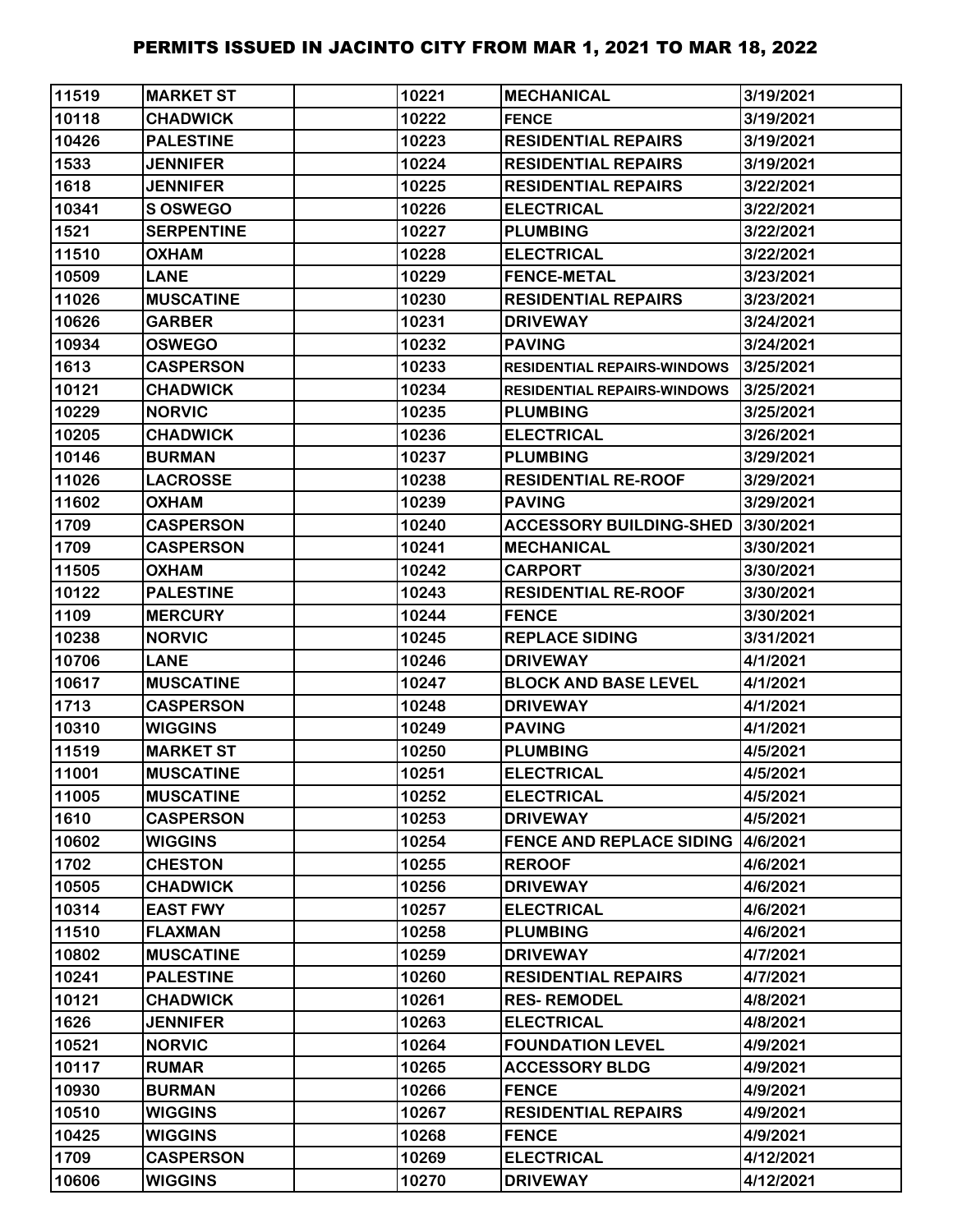# PERMITS ISSUED IN JACINTO CITY FROM MAR 1, 2021 TO MAR 18, 2022

| | | | | | |
|---|---|---|---|---|---|
| 11519 | MARKET ST | | 10221 | MECHANICAL | 3/19/2021 |
| 10118 | CHADWICK | | 10222 | FENCE | 3/19/2021 |
| 10426 | PALESTINE | | 10223 | RESIDENTIAL REPAIRS | 3/19/2021 |
| 1533 | JENNIFER | | 10224 | RESIDENTIAL REPAIRS | 3/19/2021 |
| 1618 | JENNIFER | | 10225 | RESIDENTIAL REPAIRS | 3/22/2021 |
| 10341 | S OSWEGO | | 10226 | ELECTRICAL | 3/22/2021 |
| 1521 | SERPENTINE | | 10227 | PLUMBING | 3/22/2021 |
| 11510 | OXHAM | | 10228 | ELECTRICAL | 3/22/2021 |
| 10509 | LANE | | 10229 | FENCE-METAL | 3/23/2021 |
| 11026 | MUSCATINE | | 10230 | RESIDENTIAL REPAIRS | 3/23/2021 |
| 10626 | GARBER | | 10231 | DRIVEWAY | 3/24/2021 |
| 10934 | OSWEGO | | 10232 | PAVING | 3/24/2021 |
| 1613 | CASPERSON | | 10233 | RESIDENTIAL REPAIRS-WINDOWS | 3/25/2021 |
| 10121 | CHADWICK | | 10234 | RESIDENTIAL REPAIRS-WINDOWS | 3/25/2021 |
| 10229 | NORVIC | | 10235 | PLUMBING | 3/25/2021 |
| 10205 | CHADWICK | | 10236 | ELECTRICAL | 3/26/2021 |
| 10146 | BURMAN | | 10237 | PLUMBING | 3/29/2021 |
| 11026 | LACROSSE | | 10238 | RESIDENTIAL RE-ROOF | 3/29/2021 |
| 11602 | OXHAM | | 10239 | PAVING | 3/29/2021 |
| 1709 | CASPERSON | | 10240 | ACCESSORY BUILDING-SHED | 3/30/2021 |
| 1709 | CASPERSON | | 10241 | MECHANICAL | 3/30/2021 |
| 11505 | OXHAM | | 10242 | CARPORT | 3/30/2021 |
| 10122 | PALESTINE | | 10243 | RESIDENTIAL RE-ROOF | 3/30/2021 |
| 1109 | MERCURY | | 10244 | FENCE | 3/30/2021 |
| 10238 | NORVIC | | 10245 | REPLACE SIDING | 3/31/2021 |
| 10706 | LANE | | 10246 | DRIVEWAY | 4/1/2021 |
| 10617 | MUSCATINE | | 10247 | BLOCK AND BASE LEVEL | 4/1/2021 |
| 1713 | CASPERSON | | 10248 | DRIVEWAY | 4/1/2021 |
| 10310 | WIGGINS | | 10249 | PAVING | 4/1/2021 |
| 11519 | MARKET ST | | 10250 | PLUMBING | 4/5/2021 |
| 11001 | MUSCATINE | | 10251 | ELECTRICAL | 4/5/2021 |
| 11005 | MUSCATINE | | 10252 | ELECTRICAL | 4/5/2021 |
| 1610 | CASPERSON | | 10253 | DRIVEWAY | 4/5/2021 |
| 10602 | WIGGINS | | 10254 | FENCE AND REPLACE SIDING | 4/6/2021 |
| 1702 | CHESTON | | 10255 | REROOF | 4/6/2021 |
| 10505 | CHADWICK | | 10256 | DRIVEWAY | 4/6/2021 |
| 10314 | EAST FWY | | 10257 | ELECTRICAL | 4/6/2021 |
| 11510 | FLAXMAN | | 10258 | PLUMBING | 4/6/2021 |
| 10802 | MUSCATINE | | 10259 | DRIVEWAY | 4/7/2021 |
| 10241 | PALESTINE | | 10260 | RESIDENTIAL REPAIRS | 4/7/2021 |
| 10121 | CHADWICK | | 10261 | RES- REMODEL | 4/8/2021 |
| 1626 | JENNIFER | | 10263 | ELECTRICAL | 4/8/2021 |
| 10521 | NORVIC | | 10264 | FOUNDATION LEVEL | 4/9/2021 |
| 10117 | RUMAR | | 10265 | ACCESSORY BLDG | 4/9/2021 |
| 10930 | BURMAN | | 10266 | FENCE | 4/9/2021 |
| 10510 | WIGGINS | | 10267 | RESIDENTIAL REPAIRS | 4/9/2021 |
| 10425 | WIGGINS | | 10268 | FENCE | 4/9/2021 |
| 1709 | CASPERSON | | 10269 | ELECTRICAL | 4/12/2021 |
| 10606 | WIGGINS | | 10270 | DRIVEWAY | 4/12/2021 |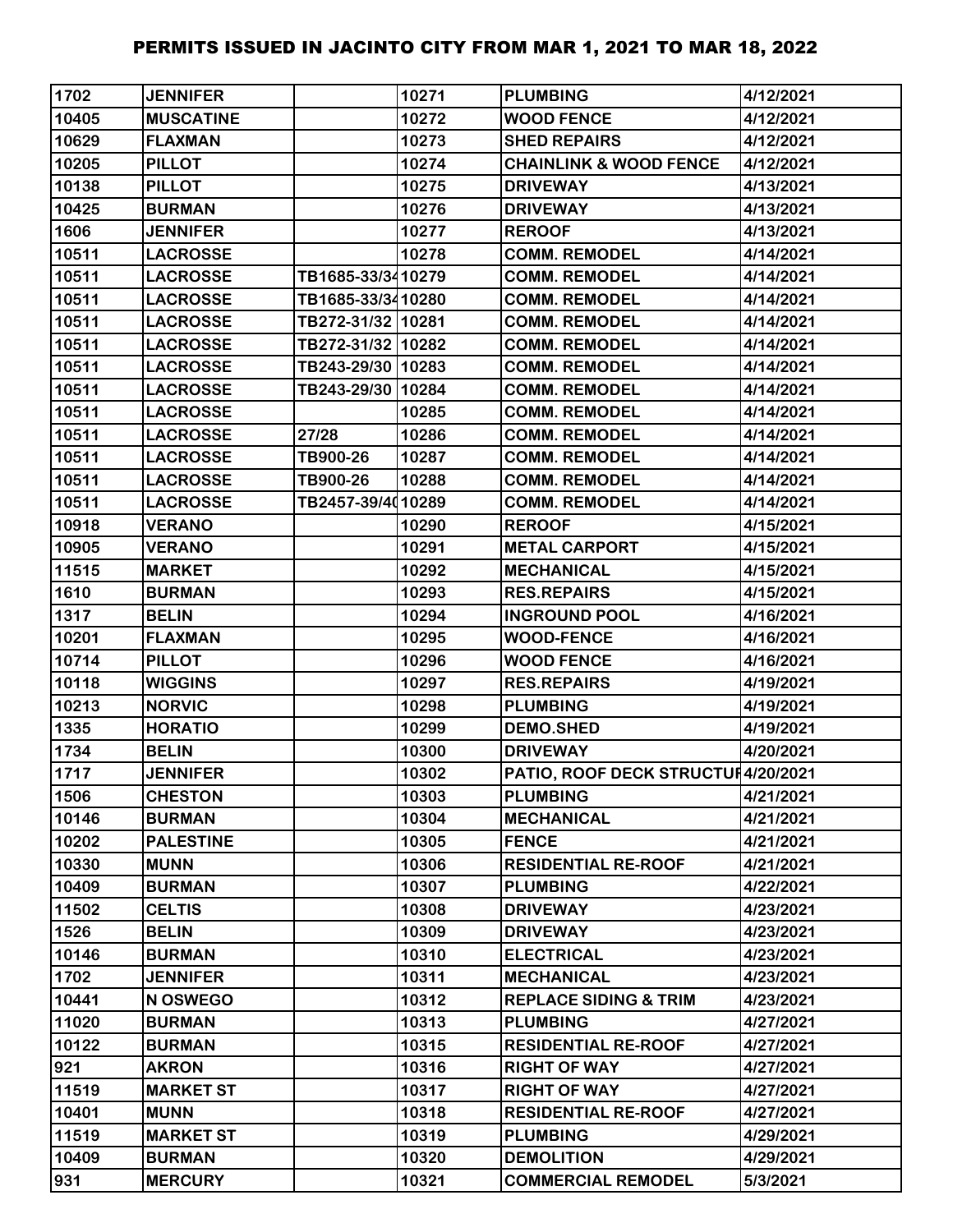| 1702 | JENNIFER | | 10271 | PLUMBING | 4/12/2021 |
|---|---|---|---|---|---|
| 10405 | MUSCATINE | | 10272 | WOOD FENCE | 4/12/2021 |
| 10629 | FLAXMAN | | 10273 | SHED REPAIRS | 4/12/2021 |
| 10205 | PILLOT | | 10274 | CHAINLINK & WOOD FENCE | 4/12/2021 |
| 10138 | PILLOT | | 10275 | DRIVEWAY | 4/13/2021 |
| 10425 | BURMAN | | 10276 | DRIVEWAY | 4/13/2021 |
| 1606 | JENNIFER | | 10277 | REROOF | 4/13/2021 |
| 10511 | LACROSSE | | 10278 | COMM. REMODEL | 4/14/2021 |
| 10511 | LACROSSE | TB1685-33/34 | 10279 | COMM. REMODEL | 4/14/2021 |
| 10511 | LACROSSE | TB1685-33/34 | 10280 | COMM. REMODEL | 4/14/2021 |
| 10511 | LACROSSE | TB272-31/32 | 10281 | COMM. REMODEL | 4/14/2021 |
| 10511 | LACROSSE | TB272-31/32 | 10282 | COMM. REMODEL | 4/14/2021 |
| 10511 | LACROSSE | TB243-29/30 | 10283 | COMM. REMODEL | 4/14/2021 |
| 10511 | LACROSSE | TB243-29/30 | 10284 | COMM. REMODEL | 4/14/2021 |
| 10511 | LACROSSE | | 10285 | COMM. REMODEL | 4/14/2021 |
| 10511 | LACROSSE | 27/28 | 10286 | COMM. REMODEL | 4/14/2021 |
| 10511 | LACROSSE | TB900-26 | 10287 | COMM. REMODEL | 4/14/2021 |
| 10511 | LACROSSE | TB900-26 | 10288 | COMM. REMODEL | 4/14/2021 |
| 10511 | LACROSSE | TB2457-39/40 | 10289 | COMM. REMODEL | 4/14/2021 |
| 10918 | VERANO | | 10290 | REROOF | 4/15/2021 |
| 10905 | VERANO | | 10291 | METAL CARPORT | 4/15/2021 |
| 11515 | MARKET | | 10292 | MECHANICAL | 4/15/2021 |
| 1610 | BURMAN | | 10293 | RES.REPAIRS | 4/15/2021 |
| 1317 | BELIN | | 10294 | INGROUND POOL | 4/16/2021 |
| 10201 | FLAXMAN | | 10295 | WOOD-FENCE | 4/16/2021 |
| 10714 | PILLOT | | 10296 | WOOD FENCE | 4/16/2021 |
| 10118 | WIGGINS | | 10297 | RES.REPAIRS | 4/19/2021 |
| 10213 | NORVIC | | 10298 | PLUMBING | 4/19/2021 |
| 1335 | HORATIO | | 10299 | DEMO.SHED | 4/19/2021 |
| 1734 | BELIN | | 10300 | DRIVEWAY | 4/20/2021 |
| 1717 | JENNIFER | | 10302 | PATIO, ROOF DECK STRUCTUR | 4/20/2021 |
| 1506 | CHESTON | | 10303 | PLUMBING | 4/21/2021 |
| 10146 | BURMAN | | 10304 | MECHANICAL | 4/21/2021 |
| 10202 | PALESTINE | | 10305 | FENCE | 4/21/2021 |
| 10330 | MUNN | | 10306 | RESIDENTIAL RE-ROOF | 4/21/2021 |
| 10409 | BURMAN | | 10307 | PLUMBING | 4/22/2021 |
| 11502 | CELTIS | | 10308 | DRIVEWAY | 4/23/2021 |
| 1526 | BELIN | | 10309 | DRIVEWAY | 4/23/2021 |
| 10146 | BURMAN | | 10310 | ELECTRICAL | 4/23/2021 |
| 1702 | JENNIFER | | 10311 | MECHANICAL | 4/23/2021 |
| 10441 | N OSWEGO | | 10312 | REPLACE SIDING & TRIM | 4/23/2021 |
| 11020 | BURMAN | | 10313 | PLUMBING | 4/27/2021 |
| 10122 | BURMAN | | 10315 | RESIDENTIAL RE-ROOF | 4/27/2021 |
| 921 | AKRON | | 10316 | RIGHT OF WAY | 4/27/2021 |
| 11519 | MARKET ST | | 10317 | RIGHT OF WAY | 4/27/2021 |
| 10401 | MUNN | | 10318 | RESIDENTIAL RE-ROOF | 4/27/2021 |
| 11519 | MARKET ST | | 10319 | PLUMBING | 4/29/2021 |
| 10409 | BURMAN | | 10320 | DEMOLITION | 4/29/2021 |
| 931 | MERCURY | | 10321 | COMMERCIAL REMODEL | 5/3/2021 |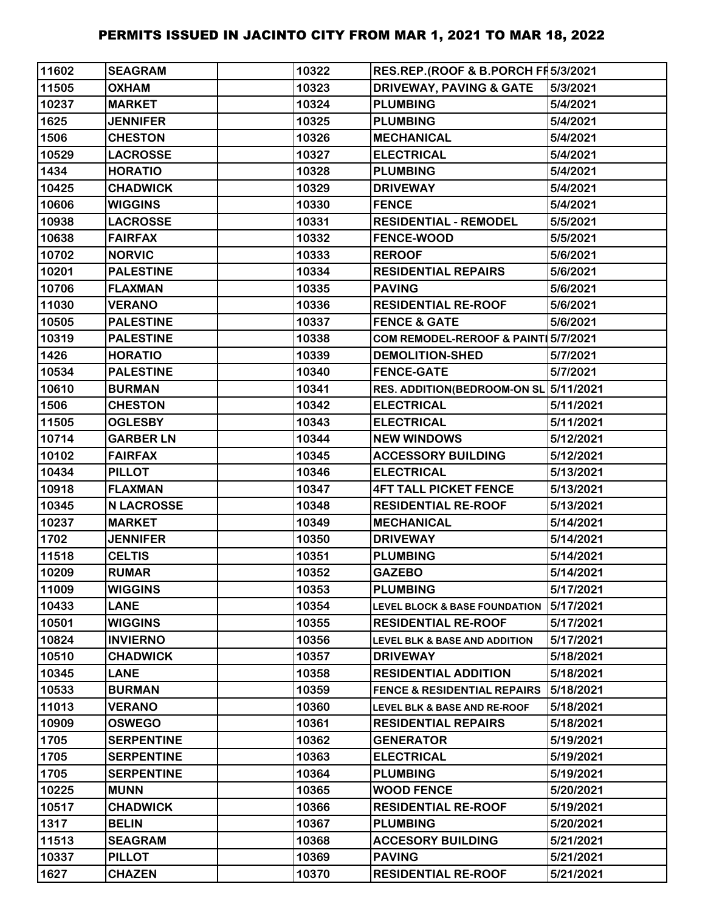# PERMITS ISSUED IN JACINTO CITY FROM MAR 1, 2021 TO MAR 18, 2022

| | | | | | |
|---|---|---|---|---|---|
| 11602 | SEAGRAM | | 10322 | RES.REP.(ROOF & B.PORCH FF | 5/3/2021 |
| 11505 | OXHAM | | 10323 | DRIVEWAY, PAVING & GATE | 5/3/2021 |
| 10237 | MARKET | | 10324 | PLUMBING | 5/4/2021 |
| 1625 | JENNIFER | | 10325 | PLUMBING | 5/4/2021 |
| 1506 | CHESTON | | 10326 | MECHANICAL | 5/4/2021 |
| 10529 | LACROSSE | | 10327 | ELECTRICAL | 5/4/2021 |
| 1434 | HORATIO | | 10328 | PLUMBING | 5/4/2021 |
| 10425 | CHADWICK | | 10329 | DRIVEWAY | 5/4/2021 |
| 10606 | WIGGINS | | 10330 | FENCE | 5/4/2021 |
| 10938 | LACROSSE | | 10331 | RESIDENTIAL - REMODEL | 5/5/2021 |
| 10638 | FAIRFAX | | 10332 | FENCE-WOOD | 5/5/2021 |
| 10702 | NORVIC | | 10333 | REROOF | 5/6/2021 |
| 10201 | PALESTINE | | 10334 | RESIDENTIAL REPAIRS | 5/6/2021 |
| 10706 | FLAXMAN | | 10335 | PAVING | 5/6/2021 |
| 11030 | VERANO | | 10336 | RESIDENTIAL RE-ROOF | 5/6/2021 |
| 10505 | PALESTINE | | 10337 | FENCE & GATE | 5/6/2021 |
| 10319 | PALESTINE | | 10338 | COM REMODEL-REROOF & PAINTI | 5/7/2021 |
| 1426 | HORATIO | | 10339 | DEMOLITION-SHED | 5/7/2021 |
| 10534 | PALESTINE | | 10340 | FENCE-GATE | 5/7/2021 |
| 10610 | BURMAN | | 10341 | RES. ADDITION(BEDROOM-ON SL | 5/11/2021 |
| 1506 | CHESTON | | 10342 | ELECTRICAL | 5/11/2021 |
| 11505 | OGLESBY | | 10343 | ELECTRICAL | 5/11/2021 |
| 10714 | GARBER LN | | 10344 | NEW WINDOWS | 5/12/2021 |
| 10102 | FAIRFAX | | 10345 | ACCESSORY BUILDING | 5/12/2021 |
| 10434 | PILLOT | | 10346 | ELECTRICAL | 5/13/2021 |
| 10918 | FLAXMAN | | 10347 | 4FT TALL PICKET FENCE | 5/13/2021 |
| 10345 | N LACROSSE | | 10348 | RESIDENTIAL RE-ROOF | 5/13/2021 |
| 10237 | MARKET | | 10349 | MECHANICAL | 5/14/2021 |
| 1702 | JENNIFER | | 10350 | DRIVEWAY | 5/14/2021 |
| 11518 | CELTIS | | 10351 | PLUMBING | 5/14/2021 |
| 10209 | RUMAR | | 10352 | GAZEBO | 5/14/2021 |
| 11009 | WIGGINS | | 10353 | PLUMBING | 5/17/2021 |
| 10433 | LANE | | 10354 | LEVEL BLOCK & BASE FOUNDATION | 5/17/2021 |
| 10501 | WIGGINS | | 10355 | RESIDENTIAL RE-ROOF | 5/17/2021 |
| 10824 | INVIERNO | | 10356 | LEVEL BLK & BASE AND ADDITION | 5/17/2021 |
| 10510 | CHADWICK | | 10357 | DRIVEWAY | 5/18/2021 |
| 10345 | LANE | | 10358 | RESIDENTIAL ADDITION | 5/18/2021 |
| 10533 | BURMAN | | 10359 | FENCE & RESIDENTIAL REPAIRS | 5/18/2021 |
| 11013 | VERANO | | 10360 | LEVEL BLK & BASE AND RE-ROOF | 5/18/2021 |
| 10909 | OSWEGO | | 10361 | RESIDENTIAL REPAIRS | 5/18/2021 |
| 1705 | SERPENTINE | | 10362 | GENERATOR | 5/19/2021 |
| 1705 | SERPENTINE | | 10363 | ELECTRICAL | 5/19/2021 |
| 1705 | SERPENTINE | | 10364 | PLUMBING | 5/19/2021 |
| 10225 | MUNN | | 10365 | WOOD FENCE | 5/20/2021 |
| 10517 | CHADWICK | | 10366 | RESIDENTIAL RE-ROOF | 5/19/2021 |
| 1317 | BELIN | | 10367 | PLUMBING | 5/20/2021 |
| 11513 | SEAGRAM | | 10368 | ACCESORY BUILDING | 5/21/2021 |
| 10337 | PILLOT | | 10369 | PAVING | 5/21/2021 |
| 1627 | CHAZEN | | 10370 | RESIDENTIAL RE-ROOF | 5/21/2021 |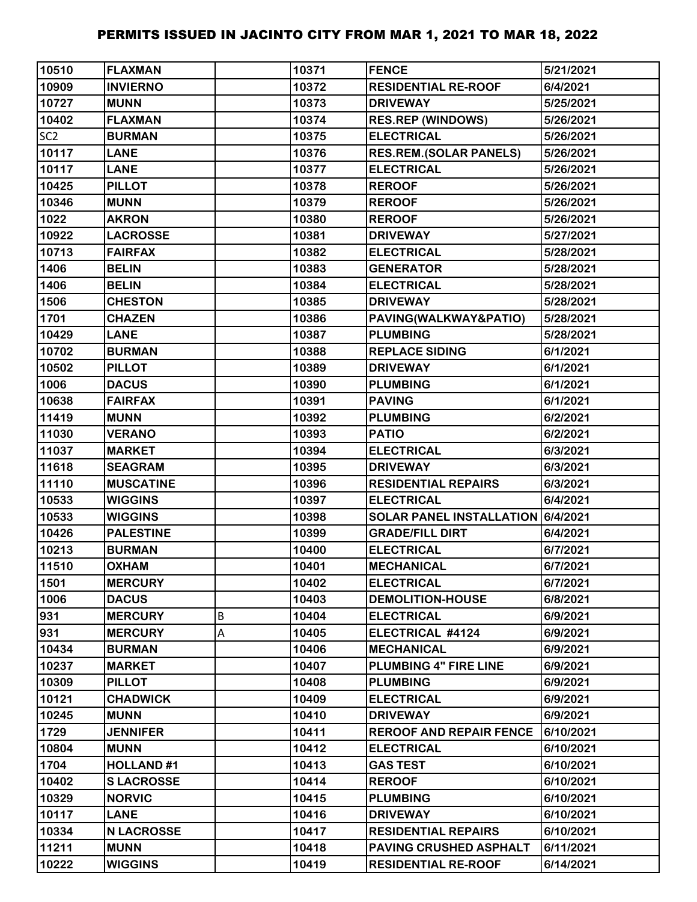# PERMITS ISSUED IN JACINTO CITY FROM MAR 1, 2021 TO MAR 18, 2022

| | | | | | |
|---|---|---|---|---|---|
| 10510 | FLAXMAN | | 10371 | FENCE | 5/21/2021 |
| 10909 | INVIERNO | | 10372 | RESIDENTIAL RE-ROOF | 6/4/2021 |
| 10727 | MUNN | | 10373 | DRIVEWAY | 5/25/2021 |
| 10402 | FLAXMAN | | 10374 | RES.REP (WINDOWS) | 5/26/2021 |
| SC2 | BURMAN | | 10375 | ELECTRICAL | 5/26/2021 |
| 10117 | LANE | | 10376 | RES.REM.(SOLAR PANELS) | 5/26/2021 |
| 10117 | LANE | | 10377 | ELECTRICAL | 5/26/2021 |
| 10425 | PILLOT | | 10378 | REROOF | 5/26/2021 |
| 10346 | MUNN | | 10379 | REROOF | 5/26/2021 |
| 1022 | AKRON | | 10380 | REROOF | 5/26/2021 |
| 10922 | LACROSSE | | 10381 | DRIVEWAY | 5/27/2021 |
| 10713 | FAIRFAX | | 10382 | ELECTRICAL | 5/28/2021 |
| 1406 | BELIN | | 10383 | GENERATOR | 5/28/2021 |
| 1406 | BELIN | | 10384 | ELECTRICAL | 5/28/2021 |
| 1506 | CHESTON | | 10385 | DRIVEWAY | 5/28/2021 |
| 1701 | CHAZEN | | 10386 | PAVING(WALKWAY&PATIO) | 5/28/2021 |
| 10429 | LANE | | 10387 | PLUMBING | 5/28/2021 |
| 10702 | BURMAN | | 10388 | REPLACE SIDING | 6/1/2021 |
| 10502 | PILLOT | | 10389 | DRIVEWAY | 6/1/2021 |
| 1006 | DACUS | | 10390 | PLUMBING | 6/1/2021 |
| 10638 | FAIRFAX | | 10391 | PAVING | 6/1/2021 |
| 11419 | MUNN | | 10392 | PLUMBING | 6/2/2021 |
| 11030 | VERANO | | 10393 | PATIO | 6/2/2021 |
| 11037 | MARKET | | 10394 | ELECTRICAL | 6/3/2021 |
| 11618 | SEAGRAM | | 10395 | DRIVEWAY | 6/3/2021 |
| 11110 | MUSCATINE | | 10396 | RESIDENTIAL REPAIRS | 6/3/2021 |
| 10533 | WIGGINS | | 10397 | ELECTRICAL | 6/4/2021 |
| 10533 | WIGGINS | | 10398 | SOLAR PANEL INSTALLATION | 6/4/2021 |
| 10426 | PALESTINE | | 10399 | GRADE/FILL DIRT | 6/4/2021 |
| 10213 | BURMAN | | 10400 | ELECTRICAL | 6/7/2021 |
| 11510 | OXHAM | | 10401 | MECHANICAL | 6/7/2021 |
| 1501 | MERCURY | | 10402 | ELECTRICAL | 6/7/2021 |
| 1006 | DACUS | | 10403 | DEMOLITION-HOUSE | 6/8/2021 |
| 931 | MERCURY | B | 10404 | ELECTRICAL | 6/9/2021 |
| 931 | MERCURY | A | 10405 | ELECTRICAL #4124 | 6/9/2021 |
| 10434 | BURMAN | | 10406 | MECHANICAL | 6/9/2021 |
| 10237 | MARKET | | 10407 | PLUMBING 4" FIRE LINE | 6/9/2021 |
| 10309 | PILLOT | | 10408 | PLUMBING | 6/9/2021 |
| 10121 | CHADWICK | | 10409 | ELECTRICAL | 6/9/2021 |
| 10245 | MUNN | | 10410 | DRIVEWAY | 6/9/2021 |
| 1729 | JENNIFER | | 10411 | REROOF AND REPAIR FENCE | 6/10/2021 |
| 10804 | MUNN | | 10412 | ELECTRICAL | 6/10/2021 |
| 1704 | HOLLAND #1 | | 10413 | GAS TEST | 6/10/2021 |
| 10402 | S LACROSSE | | 10414 | REROOF | 6/10/2021 |
| 10329 | NORVIC | | 10415 | PLUMBING | 6/10/2021 |
| 10117 | LANE | | 10416 | DRIVEWAY | 6/10/2021 |
| 10334 | N LACROSSE | | 10417 | RESIDENTIAL REPAIRS | 6/10/2021 |
| 11211 | MUNN | | 10418 | PAVING CRUSHED ASPHALT | 6/11/2021 |
| 10222 | WIGGINS | | 10419 | RESIDENTIAL RE-ROOF | 6/14/2021 |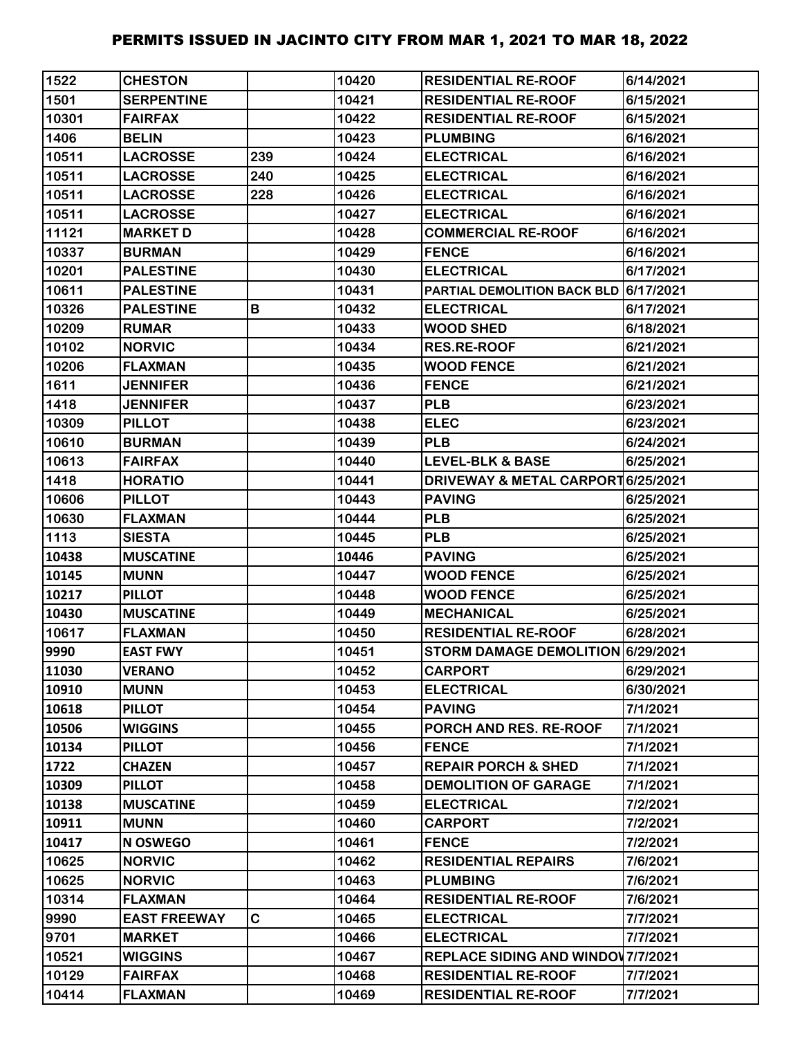# PERMITS ISSUED IN JACINTO CITY FROM MAR 1, 2021 TO MAR 18, 2022

| | | | | | |
|---|---|---|---|---|---|
| 1522 | CHESTON | | 10420 | RESIDENTIAL RE-ROOF | 6/14/2021 |
| 1501 | SERPENTINE | | 10421 | RESIDENTIAL RE-ROOF | 6/15/2021 |
| 10301 | FAIRFAX | | 10422 | RESIDENTIAL RE-ROOF | 6/15/2021 |
| 1406 | BELIN | | 10423 | PLUMBING | 6/16/2021 |
| 10511 | LACROSSE | 239 | 10424 | ELECTRICAL | 6/16/2021 |
| 10511 | LACROSSE | 240 | 10425 | ELECTRICAL | 6/16/2021 |
| 10511 | LACROSSE | 228 | 10426 | ELECTRICAL | 6/16/2021 |
| 10511 | LACROSSE | | 10427 | ELECTRICAL | 6/16/2021 |
| 11121 | MARKET D | | 10428 | COMMERCIAL RE-ROOF | 6/16/2021 |
| 10337 | BURMAN | | 10429 | FENCE | 6/16/2021 |
| 10201 | PALESTINE | | 10430 | ELECTRICAL | 6/17/2021 |
| 10611 | PALESTINE | | 10431 | PARTIAL DEMOLITION BACK BLD | 6/17/2021 |
| 10326 | PALESTINE | B | 10432 | ELECTRICAL | 6/17/2021 |
| 10209 | RUMAR | | 10433 | WOOD SHED | 6/18/2021 |
| 10102 | NORVIC | | 10434 | RES.RE-ROOF | 6/21/2021 |
| 10206 | FLAXMAN | | 10435 | WOOD FENCE | 6/21/2021 |
| 1611 | JENNIFER | | 10436 | FENCE | 6/21/2021 |
| 1418 | JENNIFER | | 10437 | PLB | 6/23/2021 |
| 10309 | PILLOT | | 10438 | ELEC | 6/23/2021 |
| 10610 | BURMAN | | 10439 | PLB | 6/24/2021 |
| 10613 | FAIRFAX | | 10440 | LEVEL-BLK & BASE | 6/25/2021 |
| 1418 | HORATIO | | 10441 | DRIVEWAY & METAL CARPORT | 6/25/2021 |
| 10606 | PILLOT | | 10443 | PAVING | 6/25/2021 |
| 10630 | FLAXMAN | | 10444 | PLB | 6/25/2021 |
| 1113 | SIESTA | | 10445 | PLB | 6/25/2021 |
| 10438 | MUSCATINE | | 10446 | PAVING | 6/25/2021 |
| 10145 | MUNN | | 10447 | WOOD FENCE | 6/25/2021 |
| 10217 | PILLOT | | 10448 | WOOD FENCE | 6/25/2021 |
| 10430 | MUSCATINE | | 10449 | MECHANICAL | 6/25/2021 |
| 10617 | FLAXMAN | | 10450 | RESIDENTIAL RE-ROOF | 6/28/2021 |
| 9990 | EAST FWY | | 10451 | STORM DAMAGE DEMOLITION | 6/29/2021 |
| 11030 | VERANO | | 10452 | CARPORT | 6/29/2021 |
| 10910 | MUNN | | 10453 | ELECTRICAL | 6/30/2021 |
| 10618 | PILLOT | | 10454 | PAVING | 7/1/2021 |
| 10506 | WIGGINS | | 10455 | PORCH AND RES. RE-ROOF | 7/1/2021 |
| 10134 | PILLOT | | 10456 | FENCE | 7/1/2021 |
| 1722 | CHAZEN | | 10457 | REPAIR PORCH & SHED | 7/1/2021 |
| 10309 | PILLOT | | 10458 | DEMOLITION OF GARAGE | 7/1/2021 |
| 10138 | MUSCATINE | | 10459 | ELECTRICAL | 7/2/2021 |
| 10911 | MUNN | | 10460 | CARPORT | 7/2/2021 |
| 10417 | N OSWEGO | | 10461 | FENCE | 7/2/2021 |
| 10625 | NORVIC | | 10462 | RESIDENTIAL REPAIRS | 7/6/2021 |
| 10625 | NORVIC | | 10463 | PLUMBING | 7/6/2021 |
| 10314 | FLAXMAN | | 10464 | RESIDENTIAL RE-ROOF | 7/6/2021 |
| 9990 | EAST FREEWAY | C | 10465 | ELECTRICAL | 7/7/2021 |
| 9701 | MARKET | | 10466 | ELECTRICAL | 7/7/2021 |
| 10521 | WIGGINS | | 10467 | REPLACE SIDING AND WINDOW | 7/7/2021 |
| 10129 | FAIRFAX | | 10468 | RESIDENTIAL RE-ROOF | 7/7/2021 |
| 10414 | FLAXMAN | | 10469 | RESIDENTIAL RE-ROOF | 7/7/2021 |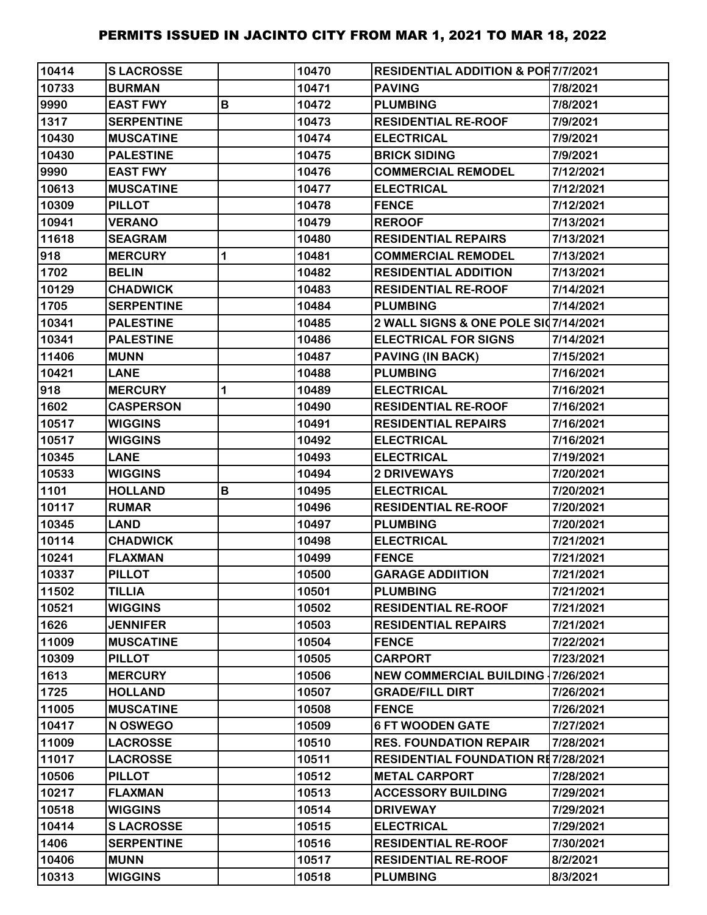# PERMITS ISSUED IN JACINTO CITY FROM MAR 1, 2021 TO MAR 18, 2022

| | | | | | |
|---|---|---|---|---|---|
| 10414 | S LACROSSE | | 10470 | RESIDENTIAL ADDITION & POR | 7/7/2021 |
| 10733 | BURMAN | | 10471 | PAVING | 7/8/2021 |
| 9990 | EAST FWY | B | 10472 | PLUMBING | 7/8/2021 |
| 1317 | SERPENTINE | | 10473 | RESIDENTIAL RE-ROOF | 7/9/2021 |
| 10430 | MUSCATINE | | 10474 | ELECTRICAL | 7/9/2021 |
| 10430 | PALESTINE | | 10475 | BRICK SIDING | 7/9/2021 |
| 9990 | EAST FWY | | 10476 | COMMERCIAL REMODEL | 7/12/2021 |
| 10613 | MUSCATINE | | 10477 | ELECTRICAL | 7/12/2021 |
| 10309 | PILLOT | | 10478 | FENCE | 7/12/2021 |
| 10941 | VERANO | | 10479 | REROOF | 7/13/2021 |
| 11618 | SEAGRAM | | 10480 | RESIDENTIAL REPAIRS | 7/13/2021 |
| 918 | MERCURY | 1 | 10481 | COMMERCIAL REMODEL | 7/13/2021 |
| 1702 | BELIN | | 10482 | RESIDENTIAL ADDITION | 7/13/2021 |
| 10129 | CHADWICK | | 10483 | RESIDENTIAL RE-ROOF | 7/14/2021 |
| 1705 | SERPENTINE | | 10484 | PLUMBING | 7/14/2021 |
| 10341 | PALESTINE | | 10485 | 2 WALL SIGNS & ONE POLE SI | 7/14/2021 |
| 10341 | PALESTINE | | 10486 | ELECTRICAL FOR SIGNS | 7/14/2021 |
| 11406 | MUNN | | 10487 | PAVING (IN BACK) | 7/15/2021 |
| 10421 | LANE | | 10488 | PLUMBING | 7/16/2021 |
| 918 | MERCURY | 1 | 10489 | ELECTRICAL | 7/16/2021 |
| 1602 | CASPERSON | | 10490 | RESIDENTIAL RE-ROOF | 7/16/2021 |
| 10517 | WIGGINS | | 10491 | RESIDENTIAL REPAIRS | 7/16/2021 |
| 10517 | WIGGINS | | 10492 | ELECTRICAL | 7/16/2021 |
| 10345 | LANE | | 10493 | ELECTRICAL | 7/19/2021 |
| 10533 | WIGGINS | | 10494 | 2 DRIVEWAYS | 7/20/2021 |
| 1101 | HOLLAND | B | 10495 | ELECTRICAL | 7/20/2021 |
| 10117 | RUMAR | | 10496 | RESIDENTIAL RE-ROOF | 7/20/2021 |
| 10345 | LAND | | 10497 | PLUMBING | 7/20/2021 |
| 10114 | CHADWICK | | 10498 | ELECTRICAL | 7/21/2021 |
| 10241 | FLAXMAN | | 10499 | FENCE | 7/21/2021 |
| 10337 | PILLOT | | 10500 | GARAGE ADDIITION | 7/21/2021 |
| 11502 | TILLIA | | 10501 | PLUMBING | 7/21/2021 |
| 10521 | WIGGINS | | 10502 | RESIDENTIAL RE-ROOF | 7/21/2021 |
| 1626 | JENNIFER | | 10503 | RESIDENTIAL REPAIRS | 7/21/2021 |
| 11009 | MUSCATINE | | 10504 | FENCE | 7/22/2021 |
| 10309 | PILLOT | | 10505 | CARPORT | 7/23/2021 |
| 1613 | MERCURY | | 10506 | NEW COMMERCIAL BUILDING - | 7/26/2021 |
| 1725 | HOLLAND | | 10507 | GRADE/FILL DIRT | 7/26/2021 |
| 11005 | MUSCATINE | | 10508 | FENCE | 7/26/2021 |
| 10417 | N OSWEGO | | 10509 | 6 FT WOODEN GATE | 7/27/2021 |
| 11009 | LACROSSE | | 10510 | RES. FOUNDATION REPAIR | 7/28/2021 |
| 11017 | LACROSSE | | 10511 | RESIDENTIAL FOUNDATION RE | 7/28/2021 |
| 10506 | PILLOT | | 10512 | METAL CARPORT | 7/28/2021 |
| 10217 | FLAXMAN | | 10513 | ACCESSORY BUILDING | 7/29/2021 |
| 10518 | WIGGINS | | 10514 | DRIVEWAY | 7/29/2021 |
| 10414 | S LACROSSE | | 10515 | ELECTRICAL | 7/29/2021 |
| 1406 | SERPENTINE | | 10516 | RESIDENTIAL RE-ROOF | 7/30/2021 |
| 10406 | MUNN | | 10517 | RESIDENTIAL RE-ROOF | 8/2/2021 |
| 10313 | WIGGINS | | 10518 | PLUMBING | 8/3/2021 |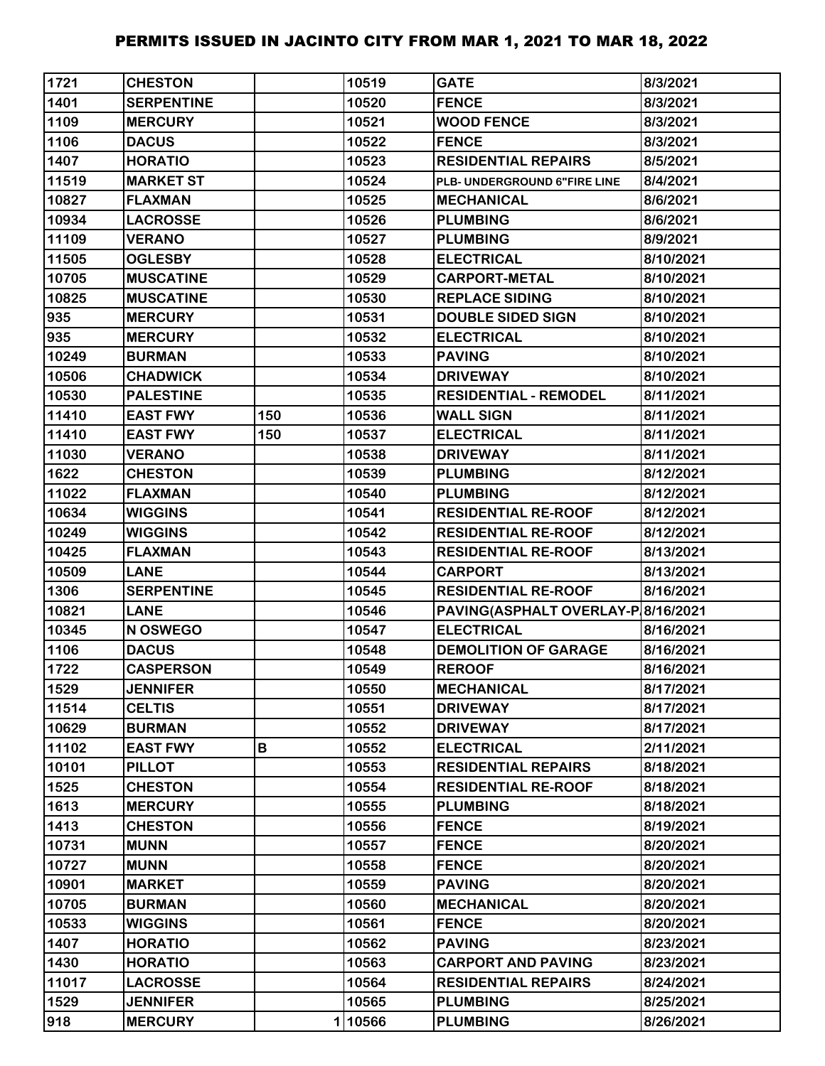# PERMITS ISSUED IN JACINTO CITY FROM MAR 1, 2021 TO MAR 18, 2022

| | | | | | |
|---|---|---|---|---|---|
| 1721 | CHESTON | | 10519 | GATE | 8/3/2021 |
| 1401 | SERPENTINE | | 10520 | FENCE | 8/3/2021 |
| 1109 | MERCURY | | 10521 | WOOD FENCE | 8/3/2021 |
| 1106 | DACUS | | 10522 | FENCE | 8/3/2021 |
| 1407 | HORATIO | | 10523 | RESIDENTIAL REPAIRS | 8/5/2021 |
| 11519 | MARKET ST | | 10524 | PLB- UNDERGROUND 6"FIRE LINE | 8/4/2021 |
| 10827 | FLAXMAN | | 10525 | MECHANICAL | 8/6/2021 |
| 10934 | LACROSSE | | 10526 | PLUMBING | 8/6/2021 |
| 11109 | VERANO | | 10527 | PLUMBING | 8/9/2021 |
| 11505 | OGLESBY | | 10528 | ELECTRICAL | 8/10/2021 |
| 10705 | MUSCATINE | | 10529 | CARPORT-METAL | 8/10/2021 |
| 10825 | MUSCATINE | | 10530 | REPLACE SIDING | 8/10/2021 |
| 935 | MERCURY | | 10531 | DOUBLE SIDED SIGN | 8/10/2021 |
| 935 | MERCURY | | 10532 | ELECTRICAL | 8/10/2021 |
| 10249 | BURMAN | | 10533 | PAVING | 8/10/2021 |
| 10506 | CHADWICK | | 10534 | DRIVEWAY | 8/10/2021 |
| 10530 | PALESTINE | | 10535 | RESIDENTIAL - REMODEL | 8/11/2021 |
| 11410 | EAST FWY | 150 | 10536 | WALL SIGN | 8/11/2021 |
| 11410 | EAST FWY | 150 | 10537 | ELECTRICAL | 8/11/2021 |
| 11030 | VERANO | | 10538 | DRIVEWAY | 8/11/2021 |
| 1622 | CHESTON | | 10539 | PLUMBING | 8/12/2021 |
| 11022 | FLAXMAN | | 10540 | PLUMBING | 8/12/2021 |
| 10634 | WIGGINS | | 10541 | RESIDENTIAL RE-ROOF | 8/12/2021 |
| 10249 | WIGGINS | | 10542 | RESIDENTIAL RE-ROOF | 8/12/2021 |
| 10425 | FLAXMAN | | 10543 | RESIDENTIAL RE-ROOF | 8/13/2021 |
| 10509 | LANE | | 10544 | CARPORT | 8/13/2021 |
| 1306 | SERPENTINE | | 10545 | RESIDENTIAL RE-ROOF | 8/16/2021 |
| 10821 | LANE | | 10546 | PAVING(ASPHALT OVERLAY-P | 8/16/2021 |
| 10345 | N OSWEGO | | 10547 | ELECTRICAL | 8/16/2021 |
| 1106 | DACUS | | 10548 | DEMOLITION OF GARAGE | 8/16/2021 |
| 1722 | CASPERSON | | 10549 | REROOF | 8/16/2021 |
| 1529 | JENNIFER | | 10550 | MECHANICAL | 8/17/2021 |
| 11514 | CELTIS | | 10551 | DRIVEWAY | 8/17/2021 |
| 10629 | BURMAN | | 10552 | DRIVEWAY | 8/17/2021 |
| 11102 | EAST FWY | B | 10552 | ELECTRICAL | 2/11/2021 |
| 10101 | PILLOT | | 10553 | RESIDENTIAL REPAIRS | 8/18/2021 |
| 1525 | CHESTON | | 10554 | RESIDENTIAL RE-ROOF | 8/18/2021 |
| 1613 | MERCURY | | 10555 | PLUMBING | 8/18/2021 |
| 1413 | CHESTON | | 10556 | FENCE | 8/19/2021 |
| 10731 | MUNN | | 10557 | FENCE | 8/20/2021 |
| 10727 | MUNN | | 10558 | FENCE | 8/20/2021 |
| 10901 | MARKET | | 10559 | PAVING | 8/20/2021 |
| 10705 | BURMAN | | 10560 | MECHANICAL | 8/20/2021 |
| 10533 | WIGGINS | | 10561 | FENCE | 8/20/2021 |
| 1407 | HORATIO | | 10562 | PAVING | 8/23/2021 |
| 1430 | HORATIO | | 10563 | CARPORT AND PAVING | 8/23/2021 |
| 11017 | LACROSSE | | 10564 | RESIDENTIAL REPAIRS | 8/24/2021 |
| 1529 | JENNIFER | | 10565 | PLUMBING | 8/25/2021 |
| 918 | MERCURY | 1 | 10566 | PLUMBING | 8/26/2021 |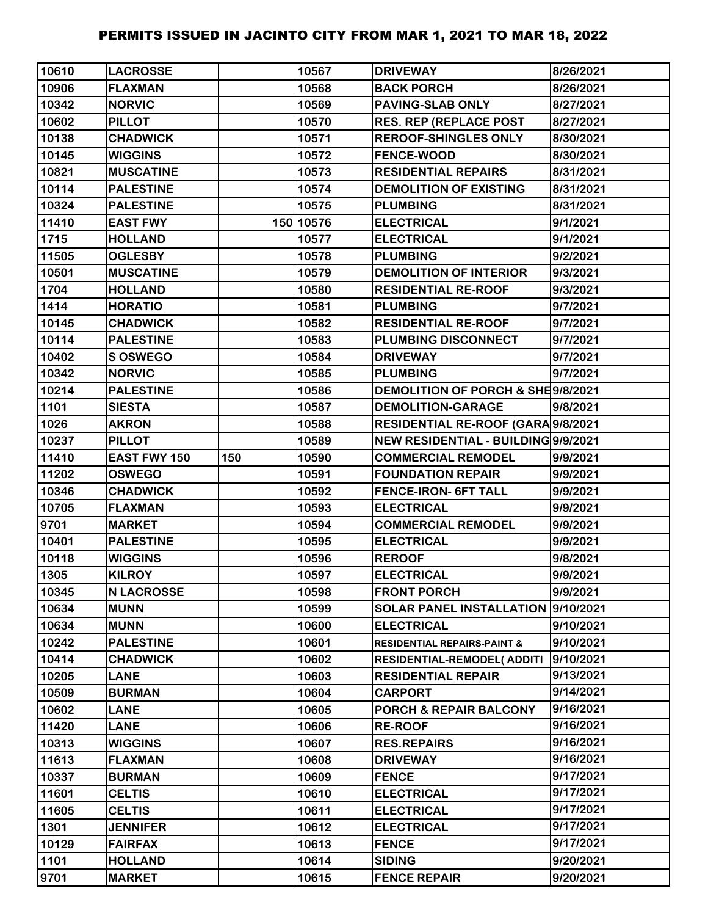| 10610 | LACROSSE | | 10567 | DRIVEWAY | 8/26/2021 |
|---|---|---|---|---|---|
| 10906 | FLAXMAN | | 10568 | BACK PORCH | 8/26/2021 |
| 10342 | NORVIC | | 10569 | PAVING-SLAB ONLY | 8/27/2021 |
| 10602 | PILLOT | | 10570 | RES. REP (REPLACE POST | 8/27/2021 |
| 10138 | CHADWICK | | 10571 | REROOF-SHINGLES ONLY | 8/30/2021 |
| 10145 | WIGGINS | | 10572 | FENCE-WOOD | 8/30/2021 |
| 10821 | MUSCATINE | | 10573 | RESIDENTIAL REPAIRS | 8/31/2021 |
| 10114 | PALESTINE | | 10574 | DEMOLITION OF EXISTING | 8/31/2021 |
| 10324 | PALESTINE | | 10575 | PLUMBING | 8/31/2021 |
| 11410 | EAST FWY | 150 | 10576 | ELECTRICAL | 9/1/2021 |
| 1715 | HOLLAND | | 10577 | ELECTRICAL | 9/1/2021 |
| 11505 | OGLESBY | | 10578 | PLUMBING | 9/2/2021 |
| 10501 | MUSCATINE | | 10579 | DEMOLITION OF INTERIOR | 9/3/2021 |
| 1704 | HOLLAND | | 10580 | RESIDENTIAL RE-ROOF | 9/3/2021 |
| 1414 | HORATIO | | 10581 | PLUMBING | 9/7/2021 |
| 10145 | CHADWICK | | 10582 | RESIDENTIAL RE-ROOF | 9/7/2021 |
| 10114 | PALESTINE | | 10583 | PLUMBING DISCONNECT | 9/7/2021 |
| 10402 | S OSWEGO | | 10584 | DRIVEWAY | 9/7/2021 |
| 10342 | NORVIC | | 10585 | PLUMBING | 9/7/2021 |
| 10214 | PALESTINE | | 10586 | DEMOLITION OF PORCH & SHE | 9/8/2021 |
| 1101 | SIESTA | | 10587 | DEMOLITION-GARAGE | 9/8/2021 |
| 1026 | AKRON | | 10588 | RESIDENTIAL RE-ROOF (GARA | 9/8/2021 |
| 10237 | PILLOT | | 10589 | NEW RESIDENTIAL - BUILDING | 9/9/2021 |
| 11410 | EAST FWY 150 | 150 | 10590 | COMMERCIAL REMODEL | 9/9/2021 |
| 11202 | OSWEGO | | 10591 | FOUNDATION REPAIR | 9/9/2021 |
| 10346 | CHADWICK | | 10592 | FENCE-IRON- 6FT TALL | 9/9/2021 |
| 10705 | FLAXMAN | | 10593 | ELECTRICAL | 9/9/2021 |
| 9701 | MARKET | | 10594 | COMMERCIAL REMODEL | 9/9/2021 |
| 10401 | PALESTINE | | 10595 | ELECTRICAL | 9/9/2021 |
| 10118 | WIGGINS | | 10596 | REROOF | 9/8/2021 |
| 1305 | KILROY | | 10597 | ELECTRICAL | 9/9/2021 |
| 10345 | N LACROSSE | | 10598 | FRONT PORCH | 9/9/2021 |
| 10634 | MUNN | | 10599 | SOLAR PANEL INSTALLATION | 9/10/2021 |
| 10634 | MUNN | | 10600 | ELECTRICAL | 9/10/2021 |
| 10242 | PALESTINE | | 10601 | RESIDENTIAL REPAIRS-PAINT & | 9/10/2021 |
| 10414 | CHADWICK | | 10602 | RESIDENTIAL-REMODEL( ADDITI | 9/10/2021 |
| 10205 | LANE | | 10603 | RESIDENTIAL REPAIR | 9/13/2021 |
| 10509 | BURMAN | | 10604 | CARPORT | 9/14/2021 |
| 10602 | LANE | | 10605 | PORCH & REPAIR BALCONY | 9/16/2021 |
| 11420 | LANE | | 10606 | RE-ROOF | 9/16/2021 |
| 10313 | WIGGINS | | 10607 | RES.REPAIRS | 9/16/2021 |
| 11613 | FLAXMAN | | 10608 | DRIVEWAY | 9/16/2021 |
| 10337 | BURMAN | | 10609 | FENCE | 9/17/2021 |
| 11601 | CELTIS | | 10610 | ELECTRICAL | 9/17/2021 |
| 11605 | CELTIS | | 10611 | ELECTRICAL | 9/17/2021 |
| 1301 | JENNIFER | | 10612 | ELECTRICAL | 9/17/2021 |
| 10129 | FAIRFAX | | 10613 | FENCE | 9/17/2021 |
| 1101 | HOLLAND | | 10614 | SIDING | 9/20/2021 |
| 9701 | MARKET | | 10615 | FENCE REPAIR | 9/20/2021 |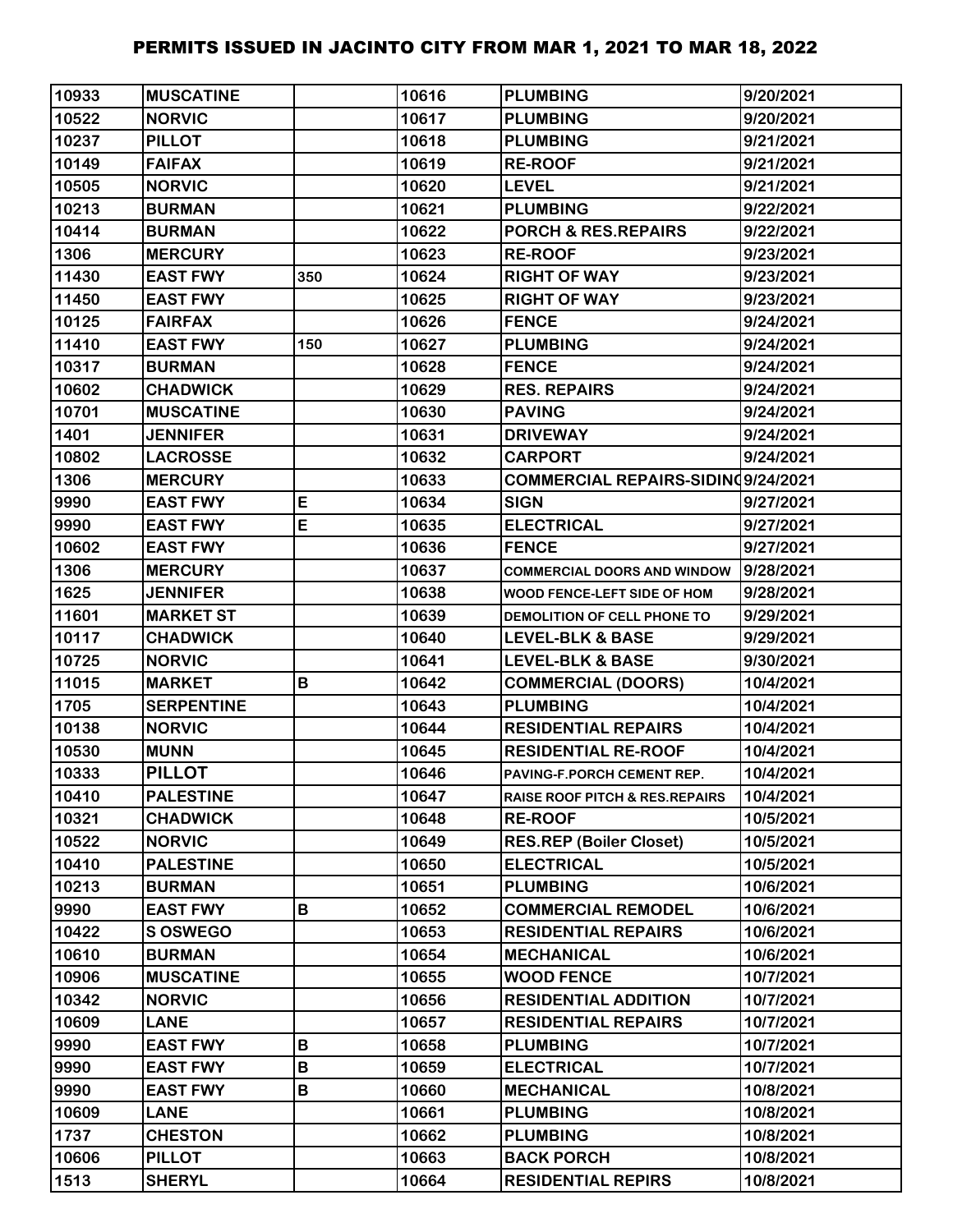# PERMITS ISSUED IN JACINTO CITY FROM MAR 1, 2021 TO MAR 18, 2022

| | | | | | |
|---|---|---|---|---|---|
| 10933 | MUSCATINE | | 10616 | PLUMBING | 9/20/2021 |
| 10522 | NORVIC | | 10617 | PLUMBING | 9/20/2021 |
| 10237 | PILLOT | | 10618 | PLUMBING | 9/21/2021 |
| 10149 | FAIFAX | | 10619 | RE-ROOF | 9/21/2021 |
| 10505 | NORVIC | | 10620 | LEVEL | 9/21/2021 |
| 10213 | BURMAN | | 10621 | PLUMBING | 9/22/2021 |
| 10414 | BURMAN | | 10622 | PORCH & RES.REPAIRS | 9/22/2021 |
| 1306 | MERCURY | | 10623 | RE-ROOF | 9/23/2021 |
| 11430 | EAST FWY | 350 | 10624 | RIGHT OF WAY | 9/23/2021 |
| 11450 | EAST FWY | | 10625 | RIGHT OF WAY | 9/23/2021 |
| 10125 | FAIRFAX | | 10626 | FENCE | 9/24/2021 |
| 11410 | EAST FWY | 150 | 10627 | PLUMBING | 9/24/2021 |
| 10317 | BURMAN | | 10628 | FENCE | 9/24/2021 |
| 10602 | CHADWICK | | 10629 | RES. REPAIRS | 9/24/2021 |
| 10701 | MUSCATINE | | 10630 | PAVING | 9/24/2021 |
| 1401 | JENNIFER | | 10631 | DRIVEWAY | 9/24/2021 |
| 10802 | LACROSSE | | 10632 | CARPORT | 9/24/2021 |
| 1306 | MERCURY | | 10633 | COMMERCIAL REPAIRS-SIDING | 9/24/2021 |
| 9990 | EAST FWY | E | 10634 | SIGN | 9/27/2021 |
| 9990 | EAST FWY | E | 10635 | ELECTRICAL | 9/27/2021 |
| 10602 | EAST FWY | | 10636 | FENCE | 9/27/2021 |
| 1306 | MERCURY | | 10637 | COMMERCIAL DOORS AND WINDOW | 9/28/2021 |
| 1625 | JENNIFER | | 10638 | WOOD FENCE-LEFT SIDE OF HOM | 9/28/2021 |
| 11601 | MARKET ST | | 10639 | DEMOLITION OF CELL PHONE TO | 9/29/2021 |
| 10117 | CHADWICK | | 10640 | LEVEL-BLK & BASE | 9/29/2021 |
| 10725 | NORVIC | | 10641 | LEVEL-BLK & BASE | 9/30/2021 |
| 11015 | MARKET | B | 10642 | COMMERCIAL (DOORS) | 10/4/2021 |
| 1705 | SERPENTINE | | 10643 | PLUMBING | 10/4/2021 |
| 10138 | NORVIC | | 10644 | RESIDENTIAL REPAIRS | 10/4/2021 |
| 10530 | MUNN | | 10645 | RESIDENTIAL RE-ROOF | 10/4/2021 |
| 10333 | PILLOT | | 10646 | PAVING-F.PORCH CEMENT REP. | 10/4/2021 |
| 10410 | PALESTINE | | 10647 | RAISE ROOF PITCH & RES.REPAIRS | 10/4/2021 |
| 10321 | CHADWICK | | 10648 | RE-ROOF | 10/5/2021 |
| 10522 | NORVIC | | 10649 | RES.REP (Boiler Closet) | 10/5/2021 |
| 10410 | PALESTINE | | 10650 | ELECTRICAL | 10/5/2021 |
| 10213 | BURMAN | | 10651 | PLUMBING | 10/6/2021 |
| 9990 | EAST FWY | B | 10652 | COMMERCIAL REMODEL | 10/6/2021 |
| 10422 | S OSWEGO | | 10653 | RESIDENTIAL REPAIRS | 10/6/2021 |
| 10610 | BURMAN | | 10654 | MECHANICAL | 10/6/2021 |
| 10906 | MUSCATINE | | 10655 | WOOD FENCE | 10/7/2021 |
| 10342 | NORVIC | | 10656 | RESIDENTIAL ADDITION | 10/7/2021 |
| 10609 | LANE | | 10657 | RESIDENTIAL REPAIRS | 10/7/2021 |
| 9990 | EAST FWY | B | 10658 | PLUMBING | 10/7/2021 |
| 9990 | EAST FWY | B | 10659 | ELECTRICAL | 10/7/2021 |
| 9990 | EAST FWY | B | 10660 | MECHANICAL | 10/8/2021 |
| 10609 | LANE | | 10661 | PLUMBING | 10/8/2021 |
| 1737 | CHESTON | | 10662 | PLUMBING | 10/8/2021 |
| 10606 | PILLOT | | 10663 | BACK PORCH | 10/8/2021 |
| 1513 | SHERYL | | 10664 | RESIDENTIAL REPIRS | 10/8/2021 |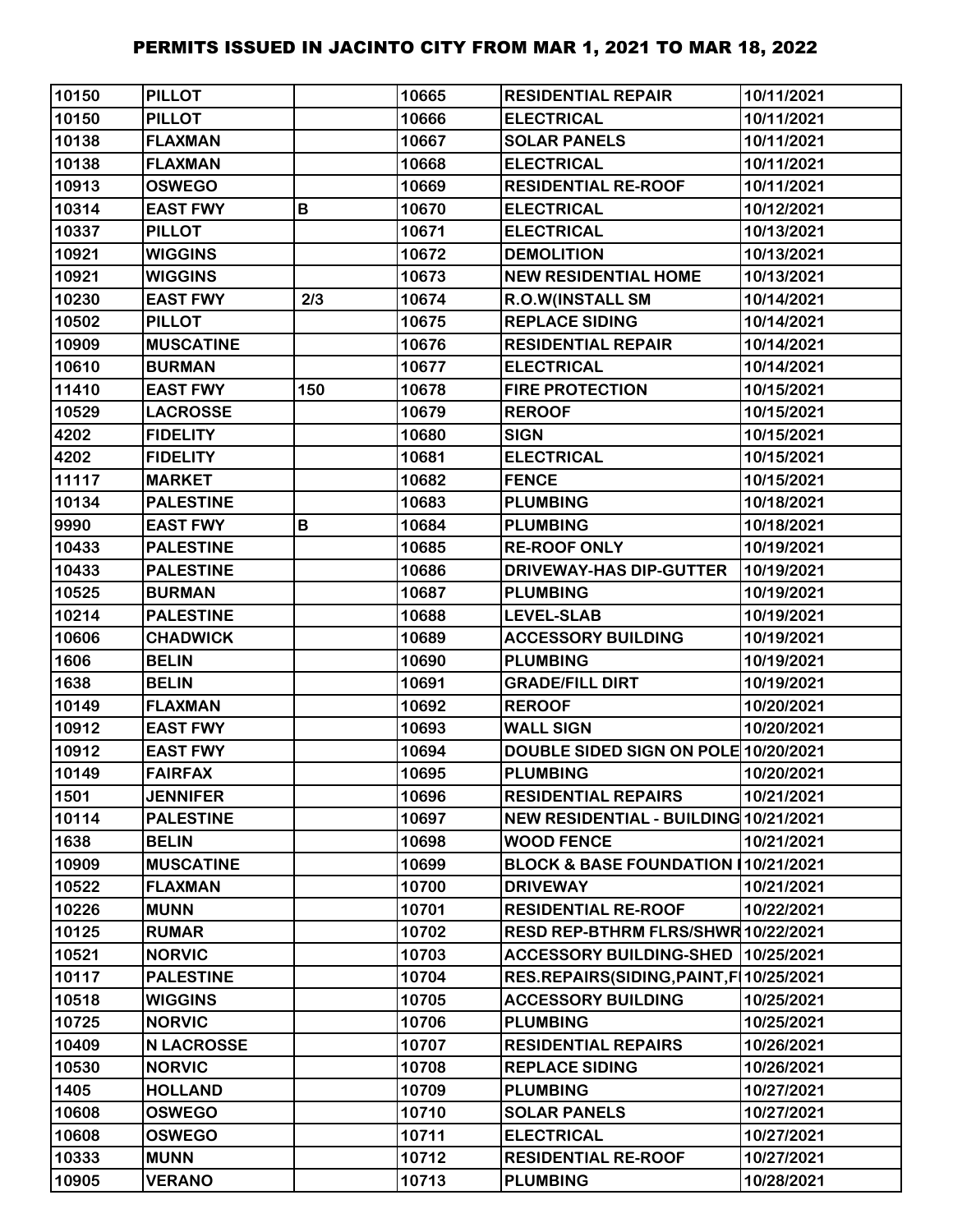# PERMITS ISSUED IN JACINTO CITY FROM MAR 1, 2021 TO MAR 18, 2022

| | | | | | |
|---|---|---|---|---|---|
| 10150 | PILLOT | | 10665 | RESIDENTIAL REPAIR | 10/11/2021 |
| 10150 | PILLOT | | 10666 | ELECTRICAL | 10/11/2021 |
| 10138 | FLAXMAN | | 10667 | SOLAR PANELS | 10/11/2021 |
| 10138 | FLAXMAN | | 10668 | ELECTRICAL | 10/11/2021 |
| 10913 | OSWEGO | | 10669 | RESIDENTIAL RE-ROOF | 10/11/2021 |
| 10314 | EAST FWY | B | 10670 | ELECTRICAL | 10/12/2021 |
| 10337 | PILLOT | | 10671 | ELECTRICAL | 10/13/2021 |
| 10921 | WIGGINS | | 10672 | DEMOLITION | 10/13/2021 |
| 10921 | WIGGINS | | 10673 | NEW RESIDENTIAL HOME | 10/13/2021 |
| 10230 | EAST FWY | 2/3 | 10674 | R.O.W(INSTALL SM | 10/14/2021 |
| 10502 | PILLOT | | 10675 | REPLACE SIDING | 10/14/2021 |
| 10909 | MUSCATINE | | 10676 | RESIDENTIAL REPAIR | 10/14/2021 |
| 10610 | BURMAN | | 10677 | ELECTRICAL | 10/14/2021 |
| 11410 | EAST FWY | 150 | 10678 | FIRE PROTECTION | 10/15/2021 |
| 10529 | LACROSSE | | 10679 | REROOF | 10/15/2021 |
| 4202 | FIDELITY | | 10680 | SIGN | 10/15/2021 |
| 4202 | FIDELITY | | 10681 | ELECTRICAL | 10/15/2021 |
| 11117 | MARKET | | 10682 | FENCE | 10/15/2021 |
| 10134 | PALESTINE | | 10683 | PLUMBING | 10/18/2021 |
| 9990 | EAST FWY | B | 10684 | PLUMBING | 10/18/2021 |
| 10433 | PALESTINE | | 10685 | RE-ROOF ONLY | 10/19/2021 |
| 10433 | PALESTINE | | 10686 | DRIVEWAY-HAS DIP-GUTTER | 10/19/2021 |
| 10525 | BURMAN | | 10687 | PLUMBING | 10/19/2021 |
| 10214 | PALESTINE | | 10688 | LEVEL-SLAB | 10/19/2021 |
| 10606 | CHADWICK | | 10689 | ACCESSORY BUILDING | 10/19/2021 |
| 1606 | BELIN | | 10690 | PLUMBING | 10/19/2021 |
| 1638 | BELIN | | 10691 | GRADE/FILL DIRT | 10/19/2021 |
| 10149 | FLAXMAN | | 10692 | REROOF | 10/20/2021 |
| 10912 | EAST FWY | | 10693 | WALL SIGN | 10/20/2021 |
| 10912 | EAST FWY | | 10694 | DOUBLE SIDED SIGN ON POLE | 10/20/2021 |
| 10149 | FAIRFAX | | 10695 | PLUMBING | 10/20/2021 |
| 1501 | JENNIFER | | 10696 | RESIDENTIAL REPAIRS | 10/21/2021 |
| 10114 | PALESTINE | | 10697 | NEW RESIDENTIAL - BUILDING | 10/21/2021 |
| 1638 | BELIN | | 10698 | WOOD FENCE | 10/21/2021 |
| 10909 | MUSCATINE | | 10699 | BLOCK & BASE FOUNDATION I | 10/21/2021 |
| 10522 | FLAXMAN | | 10700 | DRIVEWAY | 10/21/2021 |
| 10226 | MUNN | | 10701 | RESIDENTIAL RE-ROOF | 10/22/2021 |
| 10125 | RUMAR | | 10702 | RESD REP-BTHRM FLRS/SHWR | 10/22/2021 |
| 10521 | NORVIC | | 10703 | ACCESSORY BUILDING-SHED | 10/25/2021 |
| 10117 | PALESTINE | | 10704 | RES.REPAIRS(SIDING,PAINT,F | 10/25/2021 |
| 10518 | WIGGINS | | 10705 | ACCESSORY BUILDING | 10/25/2021 |
| 10725 | NORVIC | | 10706 | PLUMBING | 10/25/2021 |
| 10409 | N LACROSSE | | 10707 | RESIDENTIAL REPAIRS | 10/26/2021 |
| 10530 | NORVIC | | 10708 | REPLACE SIDING | 10/26/2021 |
| 1405 | HOLLAND | | 10709 | PLUMBING | 10/27/2021 |
| 10608 | OSWEGO | | 10710 | SOLAR PANELS | 10/27/2021 |
| 10608 | OSWEGO | | 10711 | ELECTRICAL | 10/27/2021 |
| 10333 | MUNN | | 10712 | RESIDENTIAL RE-ROOF | 10/27/2021 |
| 10905 | VERANO | | 10713 | PLUMBING | 10/28/2021 |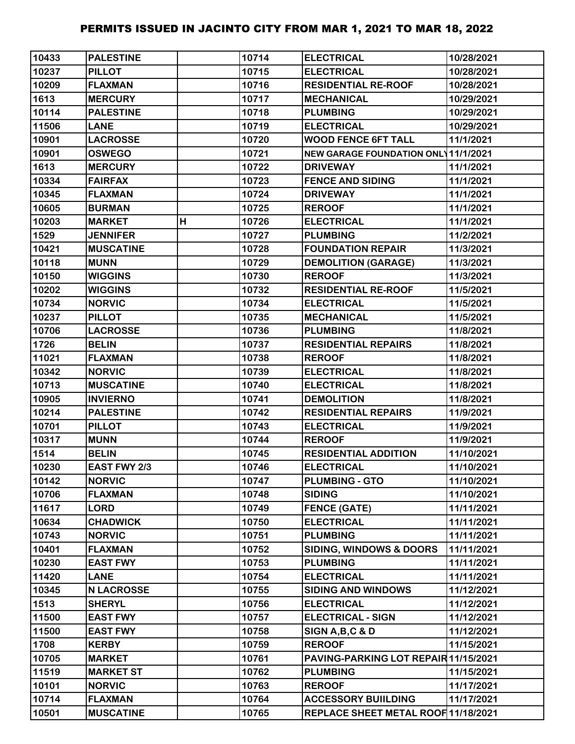| | | | | | |
|---|---|---|---|---|---|
| 10433 | PALESTINE | | 10714 | ELECTRICAL | 10/28/2021 |
| 10237 | PILLOT | | 10715 | ELECTRICAL | 10/28/2021 |
| 10209 | FLAXMAN | | 10716 | RESIDENTIAL RE-ROOF | 10/28/2021 |
| 1613 | MERCURY | | 10717 | MECHANICAL | 10/29/2021 |
| 10114 | PALESTINE | | 10718 | PLUMBING | 10/29/2021 |
| 11506 | LANE | | 10719 | ELECTRICAL | 10/29/2021 |
| 10901 | LACROSSE | | 10720 | WOOD FENCE 6FT TALL | 11/1/2021 |
| 10901 | OSWEGO | | 10721 | NEW GARAGE FOUNDATION ONLY | 11/1/2021 |
| 1613 | MERCURY | | 10722 | DRIVEWAY | 11/1/2021 |
| 10334 | FAIRFAX | | 10723 | FENCE AND SIDING | 11/1/2021 |
| 10345 | FLAXMAN | | 10724 | DRIVEWAY | 11/1/2021 |
| 10605 | BURMAN | | 10725 | REROOF | 11/1/2021 |
| 10203 | MARKET | H | 10726 | ELECTRICAL | 11/1/2021 |
| 1529 | JENNIFER | | 10727 | PLUMBING | 11/2/2021 |
| 10421 | MUSCATINE | | 10728 | FOUNDATION REPAIR | 11/3/2021 |
| 10118 | MUNN | | 10729 | DEMOLITION (GARAGE) | 11/3/2021 |
| 10150 | WIGGINS | | 10730 | REROOF | 11/3/2021 |
| 10202 | WIGGINS | | 10732 | RESIDENTIAL RE-ROOF | 11/5/2021 |
| 10734 | NORVIC | | 10734 | ELECTRICAL | 11/5/2021 |
| 10237 | PILLOT | | 10735 | MECHANICAL | 11/5/2021 |
| 10706 | LACROSSE | | 10736 | PLUMBING | 11/8/2021 |
| 1726 | BELIN | | 10737 | RESIDENTIAL REPAIRS | 11/8/2021 |
| 11021 | FLAXMAN | | 10738 | REROOF | 11/8/2021 |
| 10342 | NORVIC | | 10739 | ELECTRICAL | 11/8/2021 |
| 10713 | MUSCATINE | | 10740 | ELECTRICAL | 11/8/2021 |
| 10905 | INVIERNO | | 10741 | DEMOLITION | 11/8/2021 |
| 10214 | PALESTINE | | 10742 | RESIDENTIAL REPAIRS | 11/9/2021 |
| 10701 | PILLOT | | 10743 | ELECTRICAL | 11/9/2021 |
| 10317 | MUNN | | 10744 | REROOF | 11/9/2021 |
| 1514 | BELIN | | 10745 | RESIDENTIAL ADDITION | 11/10/2021 |
| 10230 | EAST FWY 2/3 | | 10746 | ELECTRICAL | 11/10/2021 |
| 10142 | NORVIC | | 10747 | PLUMBING - GTO | 11/10/2021 |
| 10706 | FLAXMAN | | 10748 | SIDING | 11/10/2021 |
| 11617 | LORD | | 10749 | FENCE (GATE) | 11/11/2021 |
| 10634 | CHADWICK | | 10750 | ELECTRICAL | 11/11/2021 |
| 10743 | NORVIC | | 10751 | PLUMBING | 11/11/2021 |
| 10401 | FLAXMAN | | 10752 | SIDING, WINDOWS & DOORS | 11/11/2021 |
| 10230 | EAST FWY | | 10753 | PLUMBING | 11/11/2021 |
| 11420 | LANE | | 10754 | ELECTRICAL | 11/11/2021 |
| 10345 | N LACROSSE | | 10755 | SIDING AND WINDOWS | 11/12/2021 |
| 1513 | SHERYL | | 10756 | ELECTRICAL | 11/12/2021 |
| 11500 | EAST FWY | | 10757 | ELECTRICAL - SIGN | 11/12/2021 |
| 11500 | EAST FWY | | 10758 | SIGN A,B,C & D | 11/12/2021 |
| 1708 | KERBY | | 10759 | REROOF | 11/15/2021 |
| 10705 | MARKET | | 10761 | PAVING-PARKING LOT REPAIR | 11/15/2021 |
| 11519 | MARKET ST | | 10762 | PLUMBING | 11/15/2021 |
| 10101 | NORVIC | | 10763 | REROOF | 11/17/2021 |
| 10714 | FLAXMAN | | 10764 | ACCESSORY BUIILDING | 11/17/2021 |
| 10501 | MUSCATINE | | 10765 | REPLACE SHEET METAL ROOF | 11/18/2021 |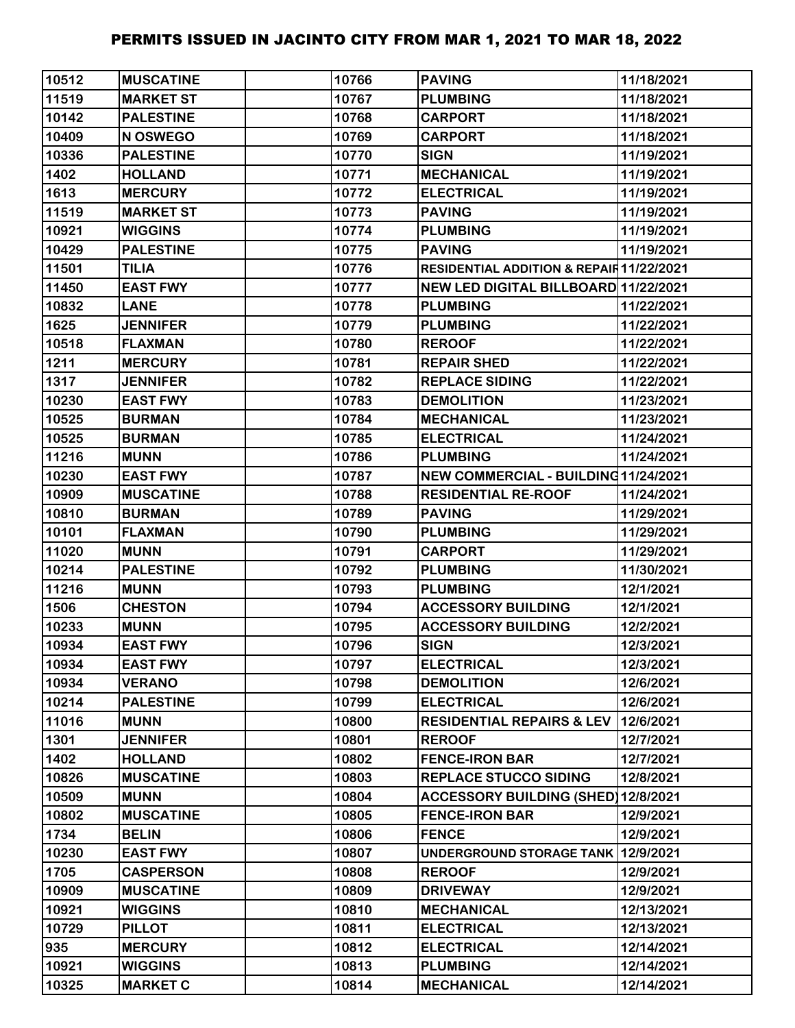# PERMITS ISSUED IN JACINTO CITY FROM MAR 1, 2021 TO MAR 18, 2022

| | | | | | |
|---|---|---|---|---|---|
| 10512 | MUSCATINE | | 10766 | PAVING | 11/18/2021 |
| 11519 | MARKET ST | | 10767 | PLUMBING | 11/18/2021 |
| 10142 | PALESTINE | | 10768 | CARPORT | 11/18/2021 |
| 10409 | N OSWEGO | | 10769 | CARPORT | 11/18/2021 |
| 10336 | PALESTINE | | 10770 | SIGN | 11/19/2021 |
| 1402 | HOLLAND | | 10771 | MECHANICAL | 11/19/2021 |
| 1613 | MERCURY | | 10772 | ELECTRICAL | 11/19/2021 |
| 11519 | MARKET ST | | 10773 | PAVING | 11/19/2021 |
| 10921 | WIGGINS | | 10774 | PLUMBING | 11/19/2021 |
| 10429 | PALESTINE | | 10775 | PAVING | 11/19/2021 |
| 11501 | TILIA | | 10776 | RESIDENTIAL ADDITION & REPAIR | 11/22/2021 |
| 11450 | EAST FWY | | 10777 | NEW LED DIGITAL BILLBOARD | 11/22/2021 |
| 10832 | LANE | | 10778 | PLUMBING | 11/22/2021 |
| 1625 | JENNIFER | | 10779 | PLUMBING | 11/22/2021 |
| 10518 | FLAXMAN | | 10780 | REROOF | 11/22/2021 |
| 1211 | MERCURY | | 10781 | REPAIR SHED | 11/22/2021 |
| 1317 | JENNIFER | | 10782 | REPLACE SIDING | 11/22/2021 |
| 10230 | EAST FWY | | 10783 | DEMOLITION | 11/23/2021 |
| 10525 | BURMAN | | 10784 | MECHANICAL | 11/23/2021 |
| 10525 | BURMAN | | 10785 | ELECTRICAL | 11/24/2021 |
| 11216 | MUNN | | 10786 | PLUMBING | 11/24/2021 |
| 10230 | EAST FWY | | 10787 | NEW COMMERCIAL - BUILDING | 11/24/2021 |
| 10909 | MUSCATINE | | 10788 | RESIDENTIAL RE-ROOF | 11/24/2021 |
| 10810 | BURMAN | | 10789 | PAVING | 11/29/2021 |
| 10101 | FLAXMAN | | 10790 | PLUMBING | 11/29/2021 |
| 11020 | MUNN | | 10791 | CARPORT | 11/29/2021 |
| 10214 | PALESTINE | | 10792 | PLUMBING | 11/30/2021 |
| 11216 | MUNN | | 10793 | PLUMBING | 12/1/2021 |
| 1506 | CHESTON | | 10794 | ACCESSORY BUILDING | 12/1/2021 |
| 10233 | MUNN | | 10795 | ACCESSORY BUILDING | 12/2/2021 |
| 10934 | EAST FWY | | 10796 | SIGN | 12/3/2021 |
| 10934 | EAST FWY | | 10797 | ELECTRICAL | 12/3/2021 |
| 10934 | VERANO | | 10798 | DEMOLITION | 12/6/2021 |
| 10214 | PALESTINE | | 10799 | ELECTRICAL | 12/6/2021 |
| 11016 | MUNN | | 10800 | RESIDENTIAL REPAIRS & LEV | 12/6/2021 |
| 1301 | JENNIFER | | 10801 | REROOF | 12/7/2021 |
| 1402 | HOLLAND | | 10802 | FENCE-IRON BAR | 12/7/2021 |
| 10826 | MUSCATINE | | 10803 | REPLACE STUCCO SIDING | 12/8/2021 |
| 10509 | MUNN | | 10804 | ACCESSORY BUILDING (SHED) | 12/8/2021 |
| 10802 | MUSCATINE | | 10805 | FENCE-IRON BAR | 12/9/2021 |
| 1734 | BELIN | | 10806 | FENCE | 12/9/2021 |
| 10230 | EAST FWY | | 10807 | UNDERGROUND STORAGE TANK | 12/9/2021 |
| 1705 | CASPERSON | | 10808 | REROOF | 12/9/2021 |
| 10909 | MUSCATINE | | 10809 | DRIVEWAY | 12/9/2021 |
| 10921 | WIGGINS | | 10810 | MECHANICAL | 12/13/2021 |
| 10729 | PILLOT | | 10811 | ELECTRICAL | 12/13/2021 |
| 935 | MERCURY | | 10812 | ELECTRICAL | 12/14/2021 |
| 10921 | WIGGINS | | 10813 | PLUMBING | 12/14/2021 |
| 10325 | MARKET C | | 10814 | MECHANICAL | 12/14/2021 |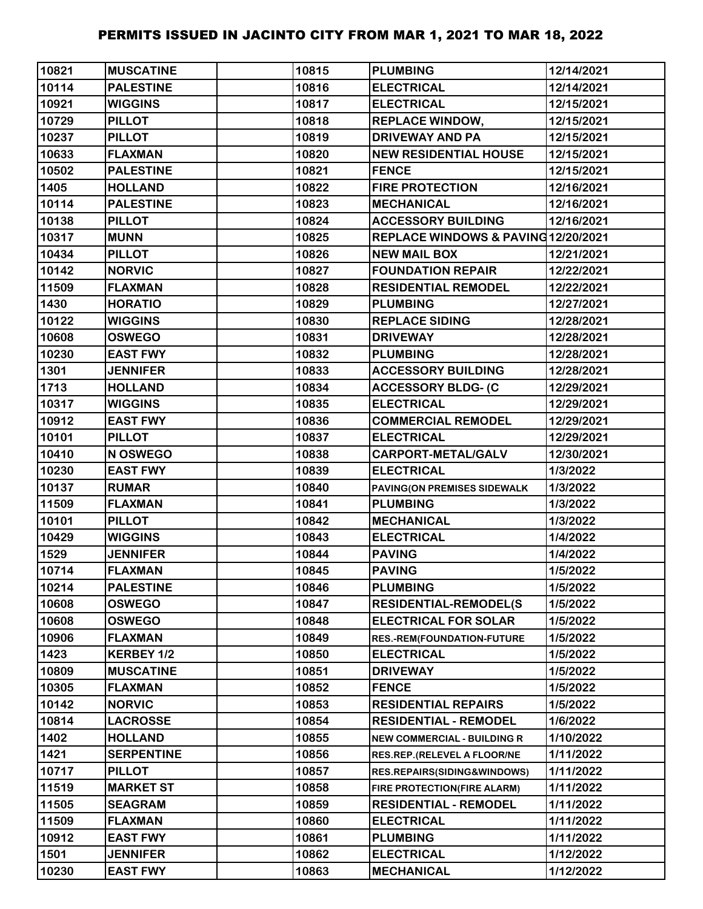# PERMITS ISSUED IN JACINTO CITY FROM MAR 1, 2021 TO MAR 18, 2022

| | | | | | |
|---|---|---|---|---|---|
| 10821 | MUSCATINE | | 10815 | PLUMBING | 12/14/2021 |
| 10114 | PALESTINE | | 10816 | ELECTRICAL | 12/14/2021 |
| 10921 | WIGGINS | | 10817 | ELECTRICAL | 12/15/2021 |
| 10729 | PILLOT | | 10818 | REPLACE WINDOW, | 12/15/2021 |
| 10237 | PILLOT | | 10819 | DRIVEWAY AND PA | 12/15/2021 |
| 10633 | FLAXMAN | | 10820 | NEW RESIDENTIAL HOUSE | 12/15/2021 |
| 10502 | PALESTINE | | 10821 | FENCE | 12/15/2021 |
| 1405 | HOLLAND | | 10822 | FIRE PROTECTION | 12/16/2021 |
| 10114 | PALESTINE | | 10823 | MECHANICAL | 12/16/2021 |
| 10138 | PILLOT | | 10824 | ACCESSORY BUILDING | 12/16/2021 |
| 10317 | MUNN | | 10825 | REPLACE WINDOWS & PAVING | 12/20/2021 |
| 10434 | PILLOT | | 10826 | NEW MAIL BOX | 12/21/2021 |
| 10142 | NORVIC | | 10827 | FOUNDATION REPAIR | 12/22/2021 |
| 11509 | FLAXMAN | | 10828 | RESIDENTIAL REMODEL | 12/22/2021 |
| 1430 | HORATIO | | 10829 | PLUMBING | 12/27/2021 |
| 10122 | WIGGINS | | 10830 | REPLACE SIDING | 12/28/2021 |
| 10608 | OSWEGO | | 10831 | DRIVEWAY | 12/28/2021 |
| 10230 | EAST FWY | | 10832 | PLUMBING | 12/28/2021 |
| 1301 | JENNIFER | | 10833 | ACCESSORY BUILDING | 12/28/2021 |
| 1713 | HOLLAND | | 10834 | ACCESSORY BLDG- (C | 12/29/2021 |
| 10317 | WIGGINS | | 10835 | ELECTRICAL | 12/29/2021 |
| 10912 | EAST FWY | | 10836 | COMMERCIAL REMODEL | 12/29/2021 |
| 10101 | PILLOT | | 10837 | ELECTRICAL | 12/29/2021 |
| 10410 | N OSWEGO | | 10838 | CARPORT-METAL/GALV | 12/30/2021 |
| 10230 | EAST FWY | | 10839 | ELECTRICAL | 1/3/2022 |
| 10137 | RUMAR | | 10840 | PAVING(ON PREMISES SIDEWALK | 1/3/2022 |
| 11509 | FLAXMAN | | 10841 | PLUMBING | 1/3/2022 |
| 10101 | PILLOT | | 10842 | MECHANICAL | 1/3/2022 |
| 10429 | WIGGINS | | 10843 | ELECTRICAL | 1/4/2022 |
| 1529 | JENNIFER | | 10844 | PAVING | 1/4/2022 |
| 10714 | FLAXMAN | | 10845 | PAVING | 1/5/2022 |
| 10214 | PALESTINE | | 10846 | PLUMBING | 1/5/2022 |
| 10608 | OSWEGO | | 10847 | RESIDENTIAL-REMODEL(S | 1/5/2022 |
| 10608 | OSWEGO | | 10848 | ELECTRICAL FOR SOLAR | 1/5/2022 |
| 10906 | FLAXMAN | | 10849 | RES.-REM(FOUNDATION-FUTURE | 1/5/2022 |
| 1423 | KERBEY 1/2 | | 10850 | ELECTRICAL | 1/5/2022 |
| 10809 | MUSCATINE | | 10851 | DRIVEWAY | 1/5/2022 |
| 10305 | FLAXMAN | | 10852 | FENCE | 1/5/2022 |
| 10142 | NORVIC | | 10853 | RESIDENTIAL REPAIRS | 1/5/2022 |
| 10814 | LACROSSE | | 10854 | RESIDENTIAL - REMODEL | 1/6/2022 |
| 1402 | HOLLAND | | 10855 | NEW COMMERCIAL - BUILDING R | 1/10/2022 |
| 1421 | SERPENTINE | | 10856 | RES.REP.(RELEVEL A FLOOR/NE | 1/11/2022 |
| 10717 | PILLOT | | 10857 | RES.REPAIRS(SIDING&WINDOWS) | 1/11/2022 |
| 11519 | MARKET ST | | 10858 | FIRE PROTECTION(FIRE ALARM) | 1/11/2022 |
| 11505 | SEAGRAM | | 10859 | RESIDENTIAL - REMODEL | 1/11/2022 |
| 11509 | FLAXMAN | | 10860 | ELECTRICAL | 1/11/2022 |
| 10912 | EAST FWY | | 10861 | PLUMBING | 1/11/2022 |
| 1501 | JENNIFER | | 10862 | ELECTRICAL | 1/12/2022 |
| 10230 | EAST FWY | | 10863 | MECHANICAL | 1/12/2022 |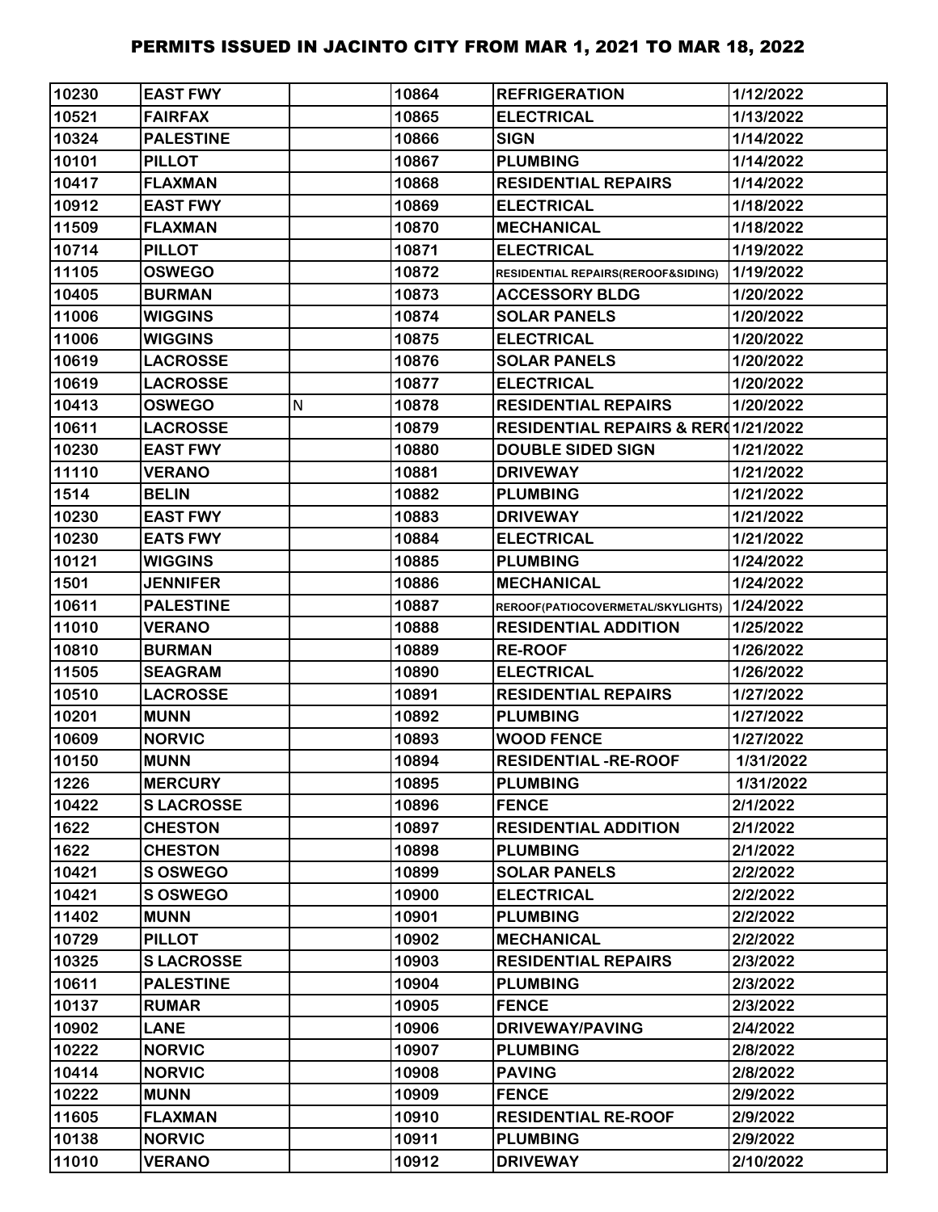| 10230 | EAST FWY | | 10864 | REFRIGERATION | 1/12/2022 |
|---|---|---|---|---|---|
| 10521 | FAIRFAX | | 10865 | ELECTRICAL | 1/13/2022 |
| 10324 | PALESTINE | | 10866 | SIGN | 1/14/2022 |
| 10101 | PILLOT | | 10867 | PLUMBING | 1/14/2022 |
| 10417 | FLAXMAN | | 10868 | RESIDENTIAL REPAIRS | 1/14/2022 |
| 10912 | EAST FWY | | 10869 | ELECTRICAL | 1/18/2022 |
| 11509 | FLAXMAN | | 10870 | MECHANICAL | 1/18/2022 |
| 10714 | PILLOT | | 10871 | ELECTRICAL | 1/19/2022 |
| 11105 | OSWEGO | | 10872 | RESIDENTIAL REPAIRS(REROOF&SIDING) | 1/19/2022 |
| 10405 | BURMAN | | 10873 | ACCESSORY BLDG | 1/20/2022 |
| 11006 | WIGGINS | | 10874 | SOLAR PANELS | 1/20/2022 |
| 11006 | WIGGINS | | 10875 | ELECTRICAL | 1/20/2022 |
| 10619 | LACROSSE | | 10876 | SOLAR PANELS | 1/20/2022 |
| 10619 | LACROSSE | | 10877 | ELECTRICAL | 1/20/2022 |
| 10413 | OSWEGO | N | 10878 | RESIDENTIAL REPAIRS | 1/20/2022 |
| 10611 | LACROSSE | | 10879 | RESIDENTIAL REPAIRS & RER( | 1/21/2022 |
| 10230 | EAST FWY | | 10880 | DOUBLE SIDED SIGN | 1/21/2022 |
| 11110 | VERANO | | 10881 | DRIVEWAY | 1/21/2022 |
| 1514 | BELIN | | 10882 | PLUMBING | 1/21/2022 |
| 10230 | EAST FWY | | 10883 | DRIVEWAY | 1/21/2022 |
| 10230 | EATS FWY | | 10884 | ELECTRICAL | 1/21/2022 |
| 10121 | WIGGINS | | 10885 | PLUMBING | 1/24/2022 |
| 1501 | JENNIFER | | 10886 | MECHANICAL | 1/24/2022 |
| 10611 | PALESTINE | | 10887 | REROOF(PATIOCOVERMETAL/SKYLIGHTS) | 1/24/2022 |
| 11010 | VERANO | | 10888 | RESIDENTIAL ADDITION | 1/25/2022 |
| 10810 | BURMAN | | 10889 | RE-ROOF | 1/26/2022 |
| 11505 | SEAGRAM | | 10890 | ELECTRICAL | 1/26/2022 |
| 10510 | LACROSSE | | 10891 | RESIDENTIAL REPAIRS | 1/27/2022 |
| 10201 | MUNN | | 10892 | PLUMBING | 1/27/2022 |
| 10609 | NORVIC | | 10893 | WOOD FENCE | 1/27/2022 |
| 10150 | MUNN | | 10894 | RESIDENTIAL -RE-ROOF | 1/31/2022 |
| 1226 | MERCURY | | 10895 | PLUMBING | 1/31/2022 |
| 10422 | S LACROSSE | | 10896 | FENCE | 2/1/2022 |
| 1622 | CHESTON | | 10897 | RESIDENTIAL ADDITION | 2/1/2022 |
| 1622 | CHESTON | | 10898 | PLUMBING | 2/1/2022 |
| 10421 | S OSWEGO | | 10899 | SOLAR PANELS | 2/2/2022 |
| 10421 | S OSWEGO | | 10900 | ELECTRICAL | 2/2/2022 |
| 11402 | MUNN | | 10901 | PLUMBING | 2/2/2022 |
| 10729 | PILLOT | | 10902 | MECHANICAL | 2/2/2022 |
| 10325 | S LACROSSE | | 10903 | RESIDENTIAL REPAIRS | 2/3/2022 |
| 10611 | PALESTINE | | 10904 | PLUMBING | 2/3/2022 |
| 10137 | RUMAR | | 10905 | FENCE | 2/3/2022 |
| 10902 | LANE | | 10906 | DRIVEWAY/PAVING | 2/4/2022 |
| 10222 | NORVIC | | 10907 | PLUMBING | 2/8/2022 |
| 10414 | NORVIC | | 10908 | PAVING | 2/8/2022 |
| 10222 | MUNN | | 10909 | FENCE | 2/9/2022 |
| 11605 | FLAXMAN | | 10910 | RESIDENTIAL RE-ROOF | 2/9/2022 |
| 10138 | NORVIC | | 10911 | PLUMBING | 2/9/2022 |
| 11010 | VERANO | | 10912 | DRIVEWAY | 2/10/2022 |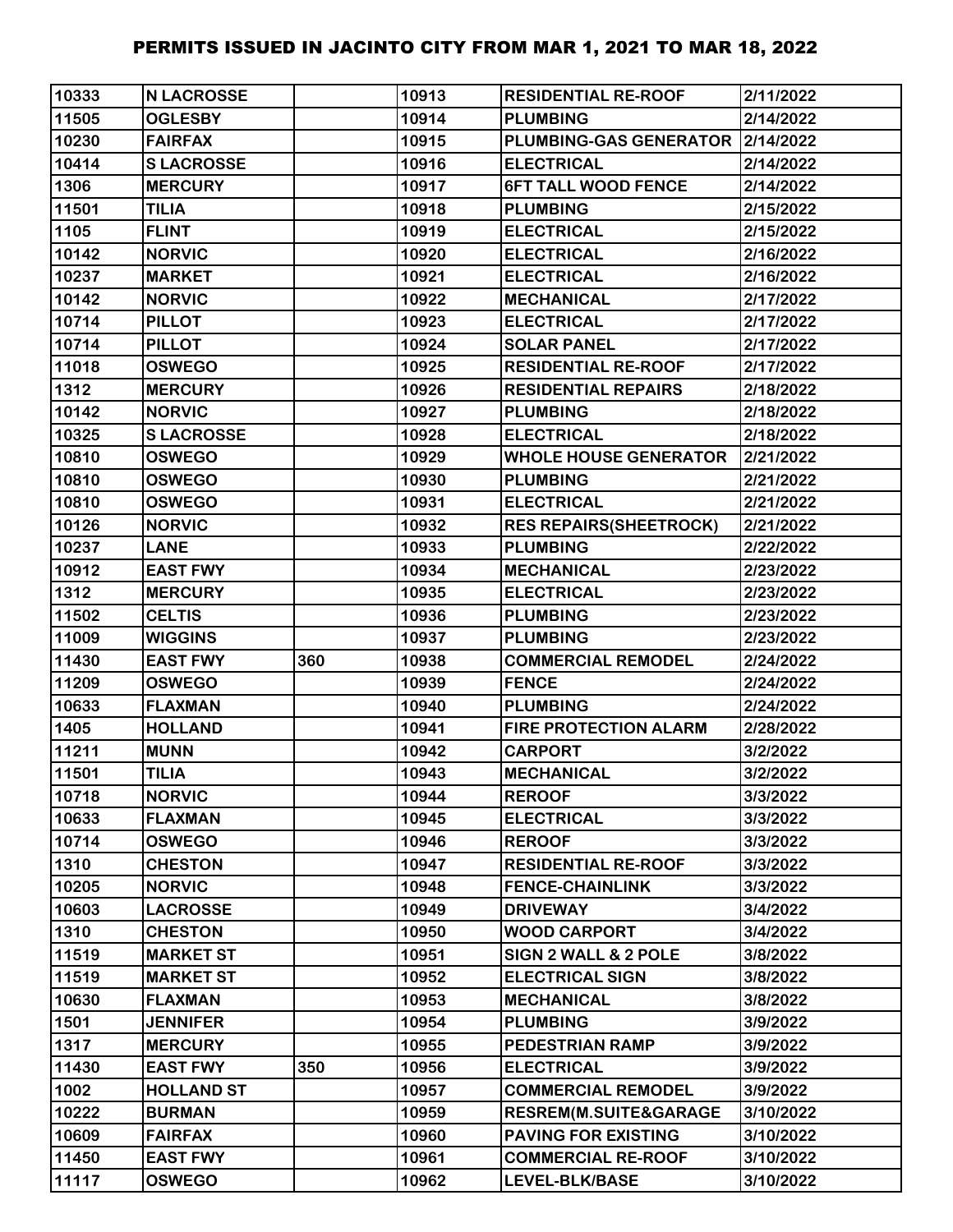| 10333 | N LACROSSE | | 10913 | RESIDENTIAL RE-ROOF | 2/11/2022 |
|---|---|---|---|---|---|
| 11505 | OGLESBY | | 10914 | PLUMBING | 2/14/2022 |
| 10230 | FAIRFAX | | 10915 | PLUMBING-GAS GENERATOR | 2/14/2022 |
| 10414 | S LACROSSE | | 10916 | ELECTRICAL | 2/14/2022 |
| 1306 | MERCURY | | 10917 | 6FT TALL WOOD FENCE | 2/14/2022 |
| 11501 | TILIA | | 10918 | PLUMBING | 2/15/2022 |
| 1105 | FLINT | | 10919 | ELECTRICAL | 2/15/2022 |
| 10142 | NORVIC | | 10920 | ELECTRICAL | 2/16/2022 |
| 10237 | MARKET | | 10921 | ELECTRICAL | 2/16/2022 |
| 10142 | NORVIC | | 10922 | MECHANICAL | 2/17/2022 |
| 10714 | PILLOT | | 10923 | ELECTRICAL | 2/17/2022 |
| 10714 | PILLOT | | 10924 | SOLAR PANEL | 2/17/2022 |
| 11018 | OSWEGO | | 10925 | RESIDENTIAL RE-ROOF | 2/17/2022 |
| 1312 | MERCURY | | 10926 | RESIDENTIAL REPAIRS | 2/18/2022 |
| 10142 | NORVIC | | 10927 | PLUMBING | 2/18/2022 |
| 10325 | S LACROSSE | | 10928 | ELECTRICAL | 2/18/2022 |
| 10810 | OSWEGO | | 10929 | WHOLE HOUSE GENERATOR | 2/21/2022 |
| 10810 | OSWEGO | | 10930 | PLUMBING | 2/21/2022 |
| 10810 | OSWEGO | | 10931 | ELECTRICAL | 2/21/2022 |
| 10126 | NORVIC | | 10932 | RES REPAIRS(SHEETROCK) | 2/21/2022 |
| 10237 | LANE | | 10933 | PLUMBING | 2/22/2022 |
| 10912 | EAST FWY | | 10934 | MECHANICAL | 2/23/2022 |
| 1312 | MERCURY | | 10935 | ELECTRICAL | 2/23/2022 |
| 11502 | CELTIS | | 10936 | PLUMBING | 2/23/2022 |
| 11009 | WIGGINS | | 10937 | PLUMBING | 2/23/2022 |
| 11430 | EAST FWY | 360 | 10938 | COMMERCIAL REMODEL | 2/24/2022 |
| 11209 | OSWEGO | | 10939 | FENCE | 2/24/2022 |
| 10633 | FLAXMAN | | 10940 | PLUMBING | 2/24/2022 |
| 1405 | HOLLAND | | 10941 | FIRE PROTECTION ALARM | 2/28/2022 |
| 11211 | MUNN | | 10942 | CARPORT | 3/2/2022 |
| 11501 | TILIA | | 10943 | MECHANICAL | 3/2/2022 |
| 10718 | NORVIC | | 10944 | REROOF | 3/3/2022 |
| 10633 | FLAXMAN | | 10945 | ELECTRICAL | 3/3/2022 |
| 10714 | OSWEGO | | 10946 | REROOF | 3/3/2022 |
| 1310 | CHESTON | | 10947 | RESIDENTIAL RE-ROOF | 3/3/2022 |
| 10205 | NORVIC | | 10948 | FENCE-CHAINLINK | 3/3/2022 |
| 10603 | LACROSSE | | 10949 | DRIVEWAY | 3/4/2022 |
| 1310 | CHESTON | | 10950 | WOOD CARPORT | 3/4/2022 |
| 11519 | MARKET ST | | 10951 | SIGN 2 WALL & 2 POLE | 3/8/2022 |
| 11519 | MARKET ST | | 10952 | ELECTRICAL SIGN | 3/8/2022 |
| 10630 | FLAXMAN | | 10953 | MECHANICAL | 3/8/2022 |
| 1501 | JENNIFER | | 10954 | PLUMBING | 3/9/2022 |
| 1317 | MERCURY | | 10955 | PEDESTRIAN RAMP | 3/9/2022 |
| 11430 | EAST FWY | 350 | 10956 | ELECTRICAL | 3/9/2022 |
| 1002 | HOLLAND ST | | 10957 | COMMERCIAL REMODEL | 3/9/2022 |
| 10222 | BURMAN | | 10959 | RESREM(M.SUITE&GARAGE | 3/10/2022 |
| 10609 | FAIRFAX | | 10960 | PAVING FOR EXISTING | 3/10/2022 |
| 11450 | EAST FWY | | 10961 | COMMERCIAL RE-ROOF | 3/10/2022 |
| 11117 | OSWEGO | | 10962 | LEVEL-BLK/BASE | 3/10/2022 |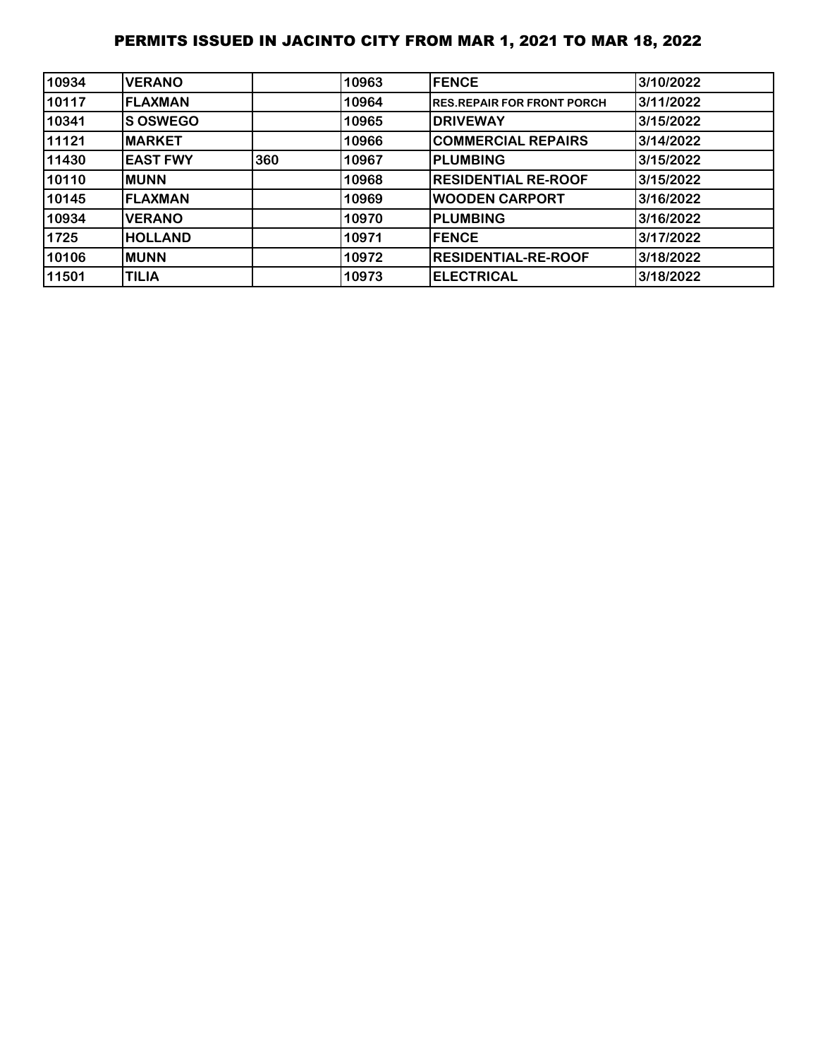# PERMITS ISSUED IN JACINTO CITY FROM MAR 1, 2021 TO MAR 18, 2022

| | | | | | |
|---|---|---|---|---|---|
| 10934 | VERANO | | 10963 | FENCE | 3/10/2022 |
| 10117 | FLAXMAN | | 10964 | RES.REPAIR FOR FRONT PORCH | 3/11/2022 |
| 10341 | S OSWEGO | | 10965 | DRIVEWAY | 3/15/2022 |
| 11121 | MARKET | | 10966 | COMMERCIAL REPAIRS | 3/14/2022 |
| 11430 | EAST FWY | 360 | 10967 | PLUMBING | 3/15/2022 |
| 10110 | MUNN | | 10968 | RESIDENTIAL RE-ROOF | 3/15/2022 |
| 10145 | FLAXMAN | | 10969 | WOODEN CARPORT | 3/16/2022 |
| 10934 | VERANO | | 10970 | PLUMBING | 3/16/2022 |
| 1725 | HOLLAND | | 10971 | FENCE | 3/17/2022 |
| 10106 | MUNN | | 10972 | RESIDENTIAL-RE-ROOF | 3/18/2022 |
| 11501 | TILIA | | 10973 | ELECTRICAL | 3/18/2022 |